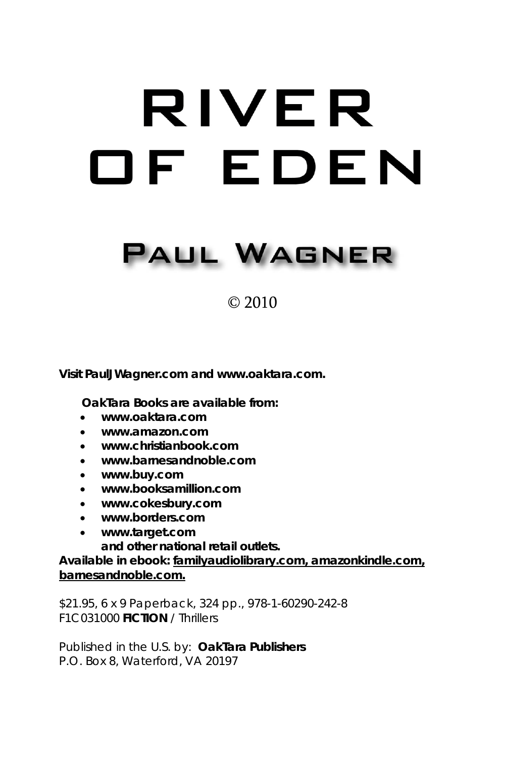# RIVER OF EDEN

## PAUL WAGNER

© 2010

**Visit PaulJWagner.com and www.oaktara.com.**

**OakTara Books are available from:**

- **www.oaktara.com**
- **www.amazon.com**
- **www.christianbook.com**
- **www.barnesandnoble.com**
- **www.buy.com**
- **www.booksamillion.com**
- **www.cokesbury.com**
- **www.borders.com**
- **www.target.com**
  **and other national retail outlets.**

**Available in ebook: familyaudiolibrary.com, amazonkindle.com, barnesandnoble.com.**

$21.95, 6 x 9 Paperback, 324 pp., 978-1-60290-242-8
F1C031000 **FICTION** / Thrillers

Published in the U.S. by: **OakTara Publishers**
P.O. Box 8, Waterford, VA 20197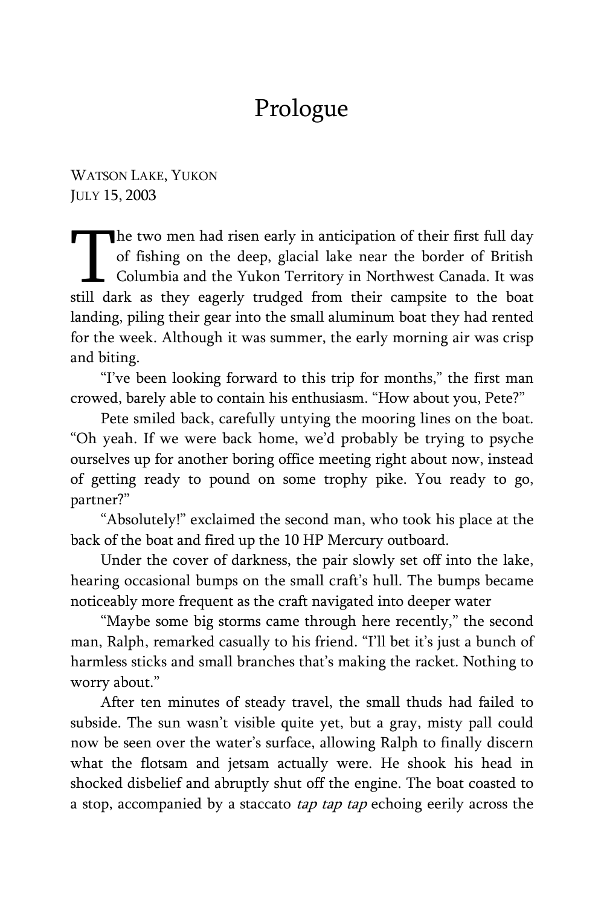# Prologue

WATSON LAKE, YUKON
JULY 15, 2003

The two men had risen early in anticipation of their first full day of fishing on the deep, glacial lake near the border of British Columbia and the Yukon Territory in Northwest Canada. It was still dark as they eagerly trudged from their campsite to the boat landing, piling their gear into the small aluminum boat they had rented for the week. Although it was summer, the early morning air was crisp and biting.

"I've been looking forward to this trip for months," the first man crowed, barely able to contain his enthusiasm. "How about you, Pete?"

Pete smiled back, carefully untying the mooring lines on the boat. "Oh yeah. If we were back home, we'd probably be trying to psyche ourselves up for another boring office meeting right about now, instead of getting ready to pound on some trophy pike. You ready to go, partner?"

"Absolutely!" exclaimed the second man, who took his place at the back of the boat and fired up the 10 HP Mercury outboard.

Under the cover of darkness, the pair slowly set off into the lake, hearing occasional bumps on the small craft's hull. The bumps became noticeably more frequent as the craft navigated into deeper water

"Maybe some big storms came through here recently," the second man, Ralph, remarked casually to his friend. "I'll bet it's just a bunch of harmless sticks and small branches that's making the racket. Nothing to worry about."

After ten minutes of steady travel, the small thuds had failed to subside. The sun wasn't visible quite yet, but a gray, misty pall could now be seen over the water's surface, allowing Ralph to finally discern what the flotsam and jetsam actually were. He shook his head in shocked disbelief and abruptly shut off the engine. The boat coasted to a stop, accompanied by a staccato *tap tap tap* echoing eerily across the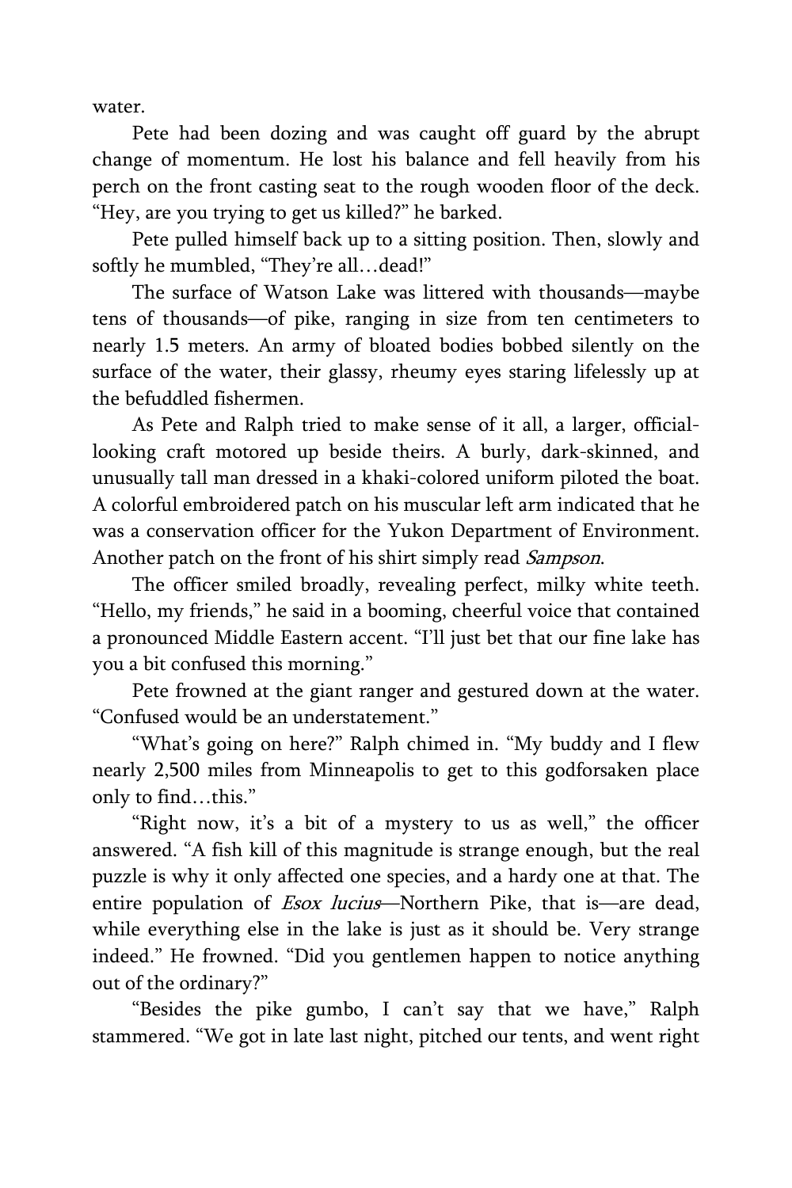water.

Pete had been dozing and was caught off guard by the abrupt change of momentum. He lost his balance and fell heavily from his perch on the front casting seat to the rough wooden floor of the deck. “Hey, are you trying to get us killed?” he barked.

Pete pulled himself back up to a sitting position. Then, slowly and softly he mumbled, “They’re all…dead!”

The surface of Watson Lake was littered with thousands—maybe tens of thousands—of pike, ranging in size from ten centimeters to nearly 1.5 meters. An army of bloated bodies bobbed silently on the surface of the water, their glassy, rheumy eyes staring lifelessly up at the befuddled fishermen.

As Pete and Ralph tried to make sense of it all, a larger, official-looking craft motored up beside theirs. A burly, dark-skinned, and unusually tall man dressed in a khaki-colored uniform piloted the boat. A colorful embroidered patch on his muscular left arm indicated that he was a conservation officer for the Yukon Department of Environment. Another patch on the front of his shirt simply read *Sampson*.

The officer smiled broadly, revealing perfect, milky white teeth. “Hello, my friends,” he said in a booming, cheerful voice that contained a pronounced Middle Eastern accent. “I’ll just bet that our fine lake has you a bit confused this morning.”

Pete frowned at the giant ranger and gestured down at the water. “Confused would be an understatement.”

“What’s going on here?” Ralph chimed in. “My buddy and I flew nearly 2,500 miles from Minneapolis to get to this godforsaken place only to find…this.”

“Right now, it’s a bit of a mystery to us as well,” the officer answered. “A fish kill of this magnitude is strange enough, but the real puzzle is why it only affected one species, and a hardy one at that. The entire population of *Esox lucius*—Northern Pike, that is—are dead, while everything else in the lake is just as it should be. Very strange indeed.” He frowned. “Did you gentlemen happen to notice anything out of the ordinary?”

“Besides the pike gumbo, I can’t say that we have,” Ralph stammered. “We got in late last night, pitched our tents, and went right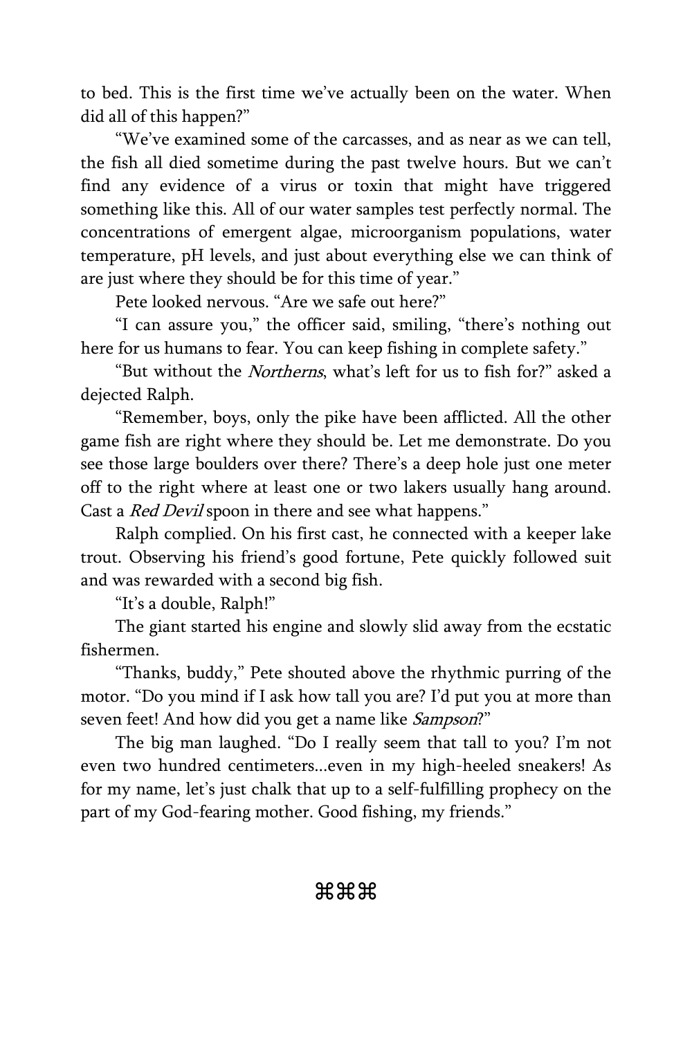to bed. This is the first time we've actually been on the water. When did all of this happen?"

"We've examined some of the carcasses, and as near as we can tell, the fish all died sometime during the past twelve hours. But we can't find any evidence of a virus or toxin that might have triggered something like this. All of our water samples test perfectly normal. The concentrations of emergent algae, microorganism populations, water temperature, pH levels, and just about everything else we can think of are just where they should be for this time of year."

Pete looked nervous. "Are we safe out here?"

"I can assure you," the officer said, smiling, "there's nothing out here for us humans to fear. You can keep fishing in complete safety."

"But without the *Northerns*, what's left for us to fish for?" asked a dejected Ralph.

"Remember, boys, only the pike have been afflicted. All the other game fish are right where they should be. Let me demonstrate. Do you see those large boulders over there? There's a deep hole just one meter off to the right where at least one or two lakers usually hang around. Cast a *Red Devil* spoon in there and see what happens."

Ralph complied. On his first cast, he connected with a keeper lake trout. Observing his friend's good fortune, Pete quickly followed suit and was rewarded with a second big fish.

"It's a double, Ralph!"

The giant started his engine and slowly slid away from the ecstatic fishermen.

"Thanks, buddy," Pete shouted above the rhythmic purring of the motor. "Do you mind if I ask how tall you are? I'd put you at more than seven feet! And how did you get a name like *Sampson*?"

The big man laughed. "Do I really seem that tall to you? I'm not even two hundred centimeters...even in my high-heeled sneakers! As for my name, let's just chalk that up to a self-fulfilling prophecy on the part of my God-fearing mother. Good fishing, my friends."

⌘⌘⌘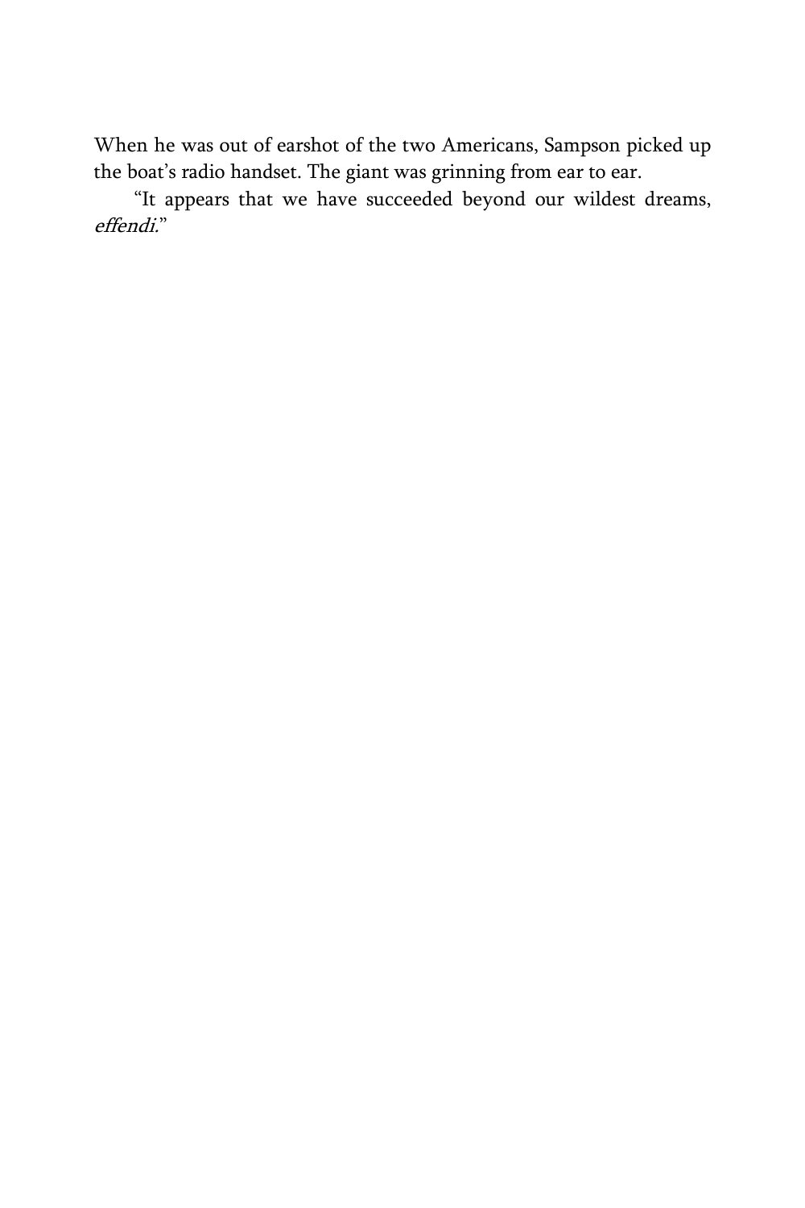When he was out of earshot of the two Americans, Sampson picked up the boat's radio handset. The giant was grinning from ear to ear.

"It appears that we have succeeded beyond our wildest dreams, *effendi*."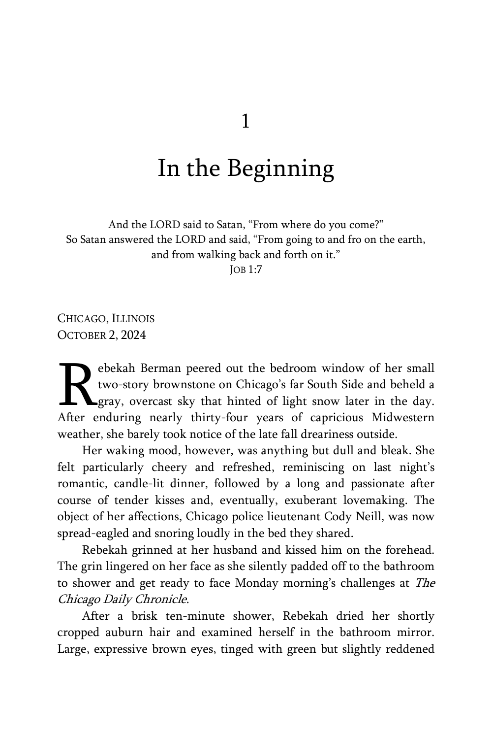# 1

# In the Beginning

And the LORD said to Satan, "From where do you come?"
So Satan answered the LORD and said, "From going to and fro on the earth, and from walking back and forth on it."
JOB 1:7

CHICAGO, ILLINOIS
OCTOBER 2, 2024

Rebekah Berman peered out the bedroom window of her small two-story brownstone on Chicago's far South Side and beheld a gray, overcast sky that hinted of light snow later in the day. After enduring nearly thirty-four years of capricious Midwestern weather, she barely took notice of the late fall dreariness outside.

Her waking mood, however, was anything but dull and bleak. She felt particularly cheery and refreshed, reminiscing on last night's romantic, candle-lit dinner, followed by a long and passionate after course of tender kisses and, eventually, exuberant lovemaking. The object of her affections, Chicago police lieutenant Cody Neill, was now spread-eagled and snoring loudly in the bed they shared.

Rebekah grinned at her husband and kissed him on the forehead. The grin lingered on her face as she silently padded off to the bathroom to shower and get ready to face Monday morning's challenges at *The Chicago Daily Chronicle*.

After a brisk ten-minute shower, Rebekah dried her shortly cropped auburn hair and examined herself in the bathroom mirror. Large, expressive brown eyes, tinged with green but slightly reddened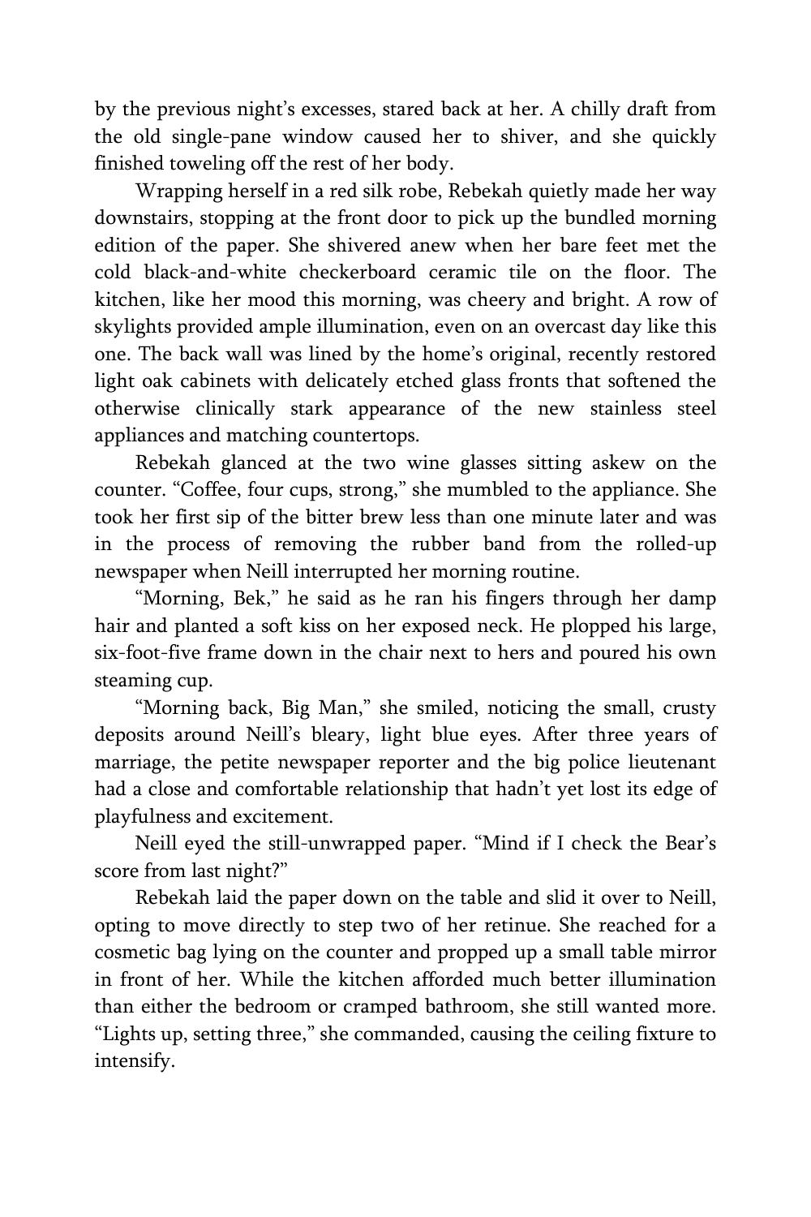by the previous night's excesses, stared back at her. A chilly draft from the old single-pane window caused her to shiver, and she quickly finished toweling off the rest of her body.

Wrapping herself in a red silk robe, Rebekah quietly made her way downstairs, stopping at the front door to pick up the bundled morning edition of the paper. She shivered anew when her bare feet met the cold black-and-white checkerboard ceramic tile on the floor. The kitchen, like her mood this morning, was cheery and bright. A row of skylights provided ample illumination, even on an overcast day like this one. The back wall was lined by the home's original, recently restored light oak cabinets with delicately etched glass fronts that softened the otherwise clinically stark appearance of the new stainless steel appliances and matching countertops.

Rebekah glanced at the two wine glasses sitting askew on the counter. "Coffee, four cups, strong," she mumbled to the appliance. She took her first sip of the bitter brew less than one minute later and was in the process of removing the rubber band from the rolled-up newspaper when Neill interrupted her morning routine.

"Morning, Bek," he said as he ran his fingers through her damp hair and planted a soft kiss on her exposed neck. He plopped his large, six-foot-five frame down in the chair next to hers and poured his own steaming cup.

"Morning back, Big Man," she smiled, noticing the small, crusty deposits around Neill's bleary, light blue eyes. After three years of marriage, the petite newspaper reporter and the big police lieutenant had a close and comfortable relationship that hadn't yet lost its edge of playfulness and excitement.

Neill eyed the still-unwrapped paper. "Mind if I check the Bear's score from last night?"

Rebekah laid the paper down on the table and slid it over to Neill, opting to move directly to step two of her retinue. She reached for a cosmetic bag lying on the counter and propped up a small table mirror in front of her. While the kitchen afforded much better illumination than either the bedroom or cramped bathroom, she still wanted more. "Lights up, setting three," she commanded, causing the ceiling fixture to intensify.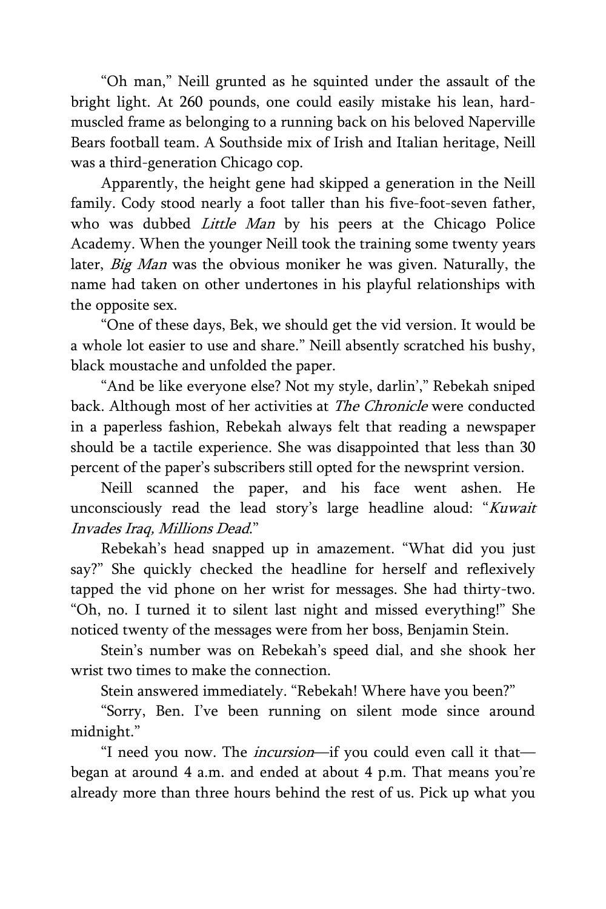"Oh man," Neill grunted as he squinted under the assault of the bright light. At 260 pounds, one could easily mistake his lean, hard-muscled frame as belonging to a running back on his beloved Naperville Bears football team. A Southside mix of Irish and Italian heritage, Neill was a third-generation Chicago cop.

Apparently, the height gene had skipped a generation in the Neill family. Cody stood nearly a foot taller than his five-foot-seven father, who was dubbed *Little Man* by his peers at the Chicago Police Academy. When the younger Neill took the training some twenty years later, *Big Man* was the obvious moniker he was given. Naturally, the name had taken on other undertones in his playful relationships with the opposite sex.

"One of these days, Bek, we should get the vid version. It would be a whole lot easier to use and share." Neill absently scratched his bushy, black moustache and unfolded the paper.

"And be like everyone else? Not my style, darlin'," Rebekah sniped back. Although most of her activities at *The Chronicle* were conducted in a paperless fashion, Rebekah always felt that reading a newspaper should be a tactile experience. She was disappointed that less than 30 percent of the paper's subscribers still opted for the newsprint version.

Neill scanned the paper, and his face went ashen. He unconsciously read the lead story's large headline aloud: "*Kuwait Invades Iraq, Millions Dead*."

Rebekah's head snapped up in amazement. "What did you just say?" She quickly checked the headline for herself and reflexively tapped the vid phone on her wrist for messages. She had thirty-two. "Oh, no. I turned it to silent last night and missed everything!" She noticed twenty of the messages were from her boss, Benjamin Stein.

Stein's number was on Rebekah's speed dial, and she shook her wrist two times to make the connection.

Stein answered immediately. "Rebekah! Where have you been?"

"Sorry, Ben. I've been running on silent mode since around midnight."

"I need you now. The *incursion*—if you could even call it that—began at around 4 a.m. and ended at about 4 p.m. That means you're already more than three hours behind the rest of us. Pick up what you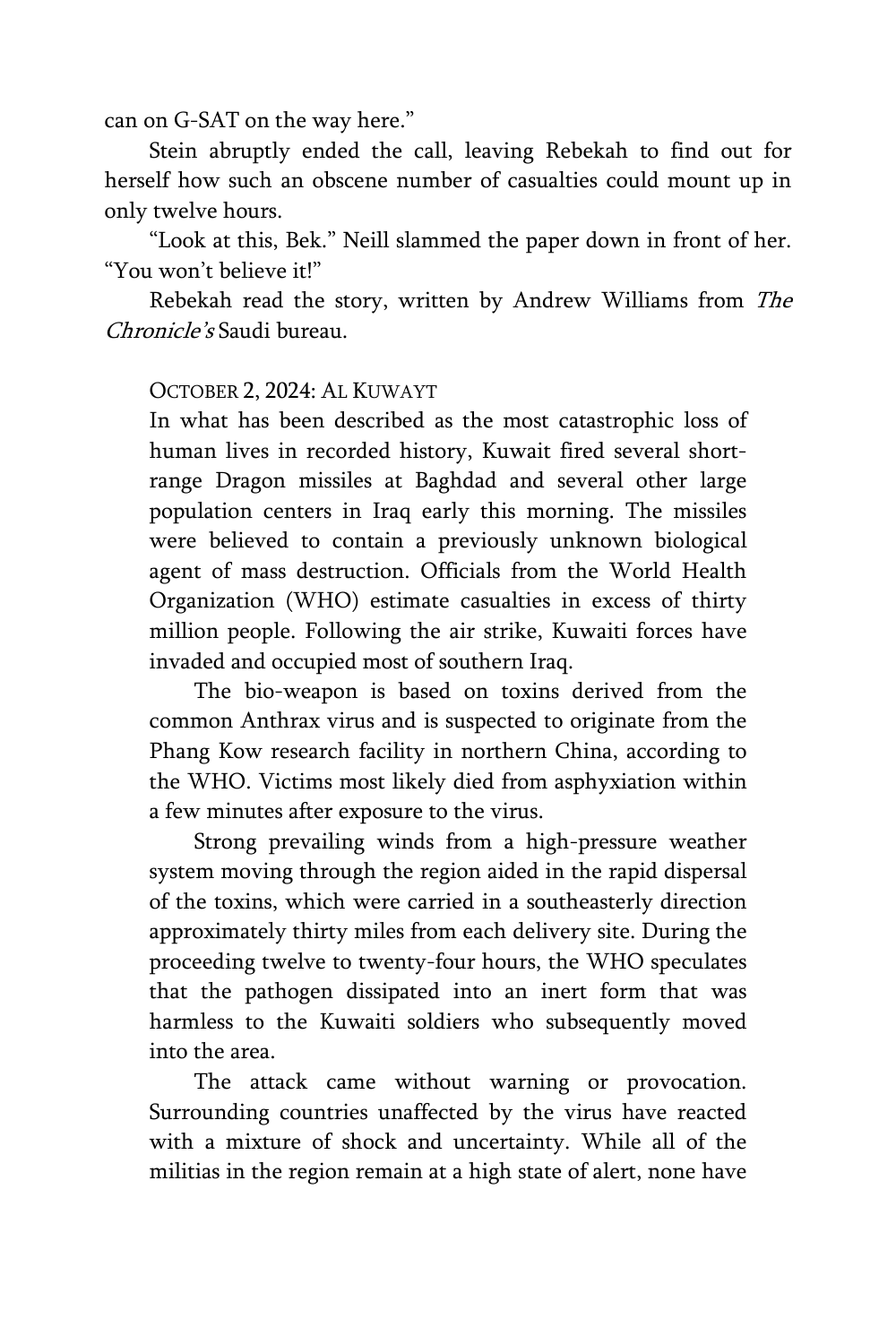can on G-SAT on the way here."

Stein abruptly ended the call, leaving Rebekah to find out for herself how such an obscene number of casualties could mount up in only twelve hours.

"Look at this, Bek." Neill slammed the paper down in front of her. "You won't believe it!"

Rebekah read the story, written by Andrew Williams from *The Chronicle's* Saudi bureau.

> OCTOBER 2, 2024: AL KUWAYT
>
> In what has been described as the most catastrophic loss of human lives in recorded history, Kuwait fired several short-range Dragon missiles at Baghdad and several other large population centers in Iraq early this morning. The missiles were believed to contain a previously unknown biological agent of mass destruction. Officials from the World Health Organization (WHO) estimate casualties in excess of thirty million people. Following the air strike, Kuwaiti forces have invaded and occupied most of southern Iraq.
>
> The bio-weapon is based on toxins derived from the common Anthrax virus and is suspected to originate from the Phang Kow research facility in northern China, according to the WHO. Victims most likely died from asphyxiation within a few minutes after exposure to the virus.
>
> Strong prevailing winds from a high-pressure weather system moving through the region aided in the rapid dispersal of the toxins, which were carried in a southeasterly direction approximately thirty miles from each delivery site. During the proceeding twelve to twenty-four hours, the WHO speculates that the pathogen dissipated into an inert form that was harmless to the Kuwaiti soldiers who subsequently moved into the area.
>
> The attack came without warning or provocation. Surrounding countries unaffected by the virus have reacted with a mixture of shock and uncertainty. While all of the militias in the region remain at a high state of alert, none have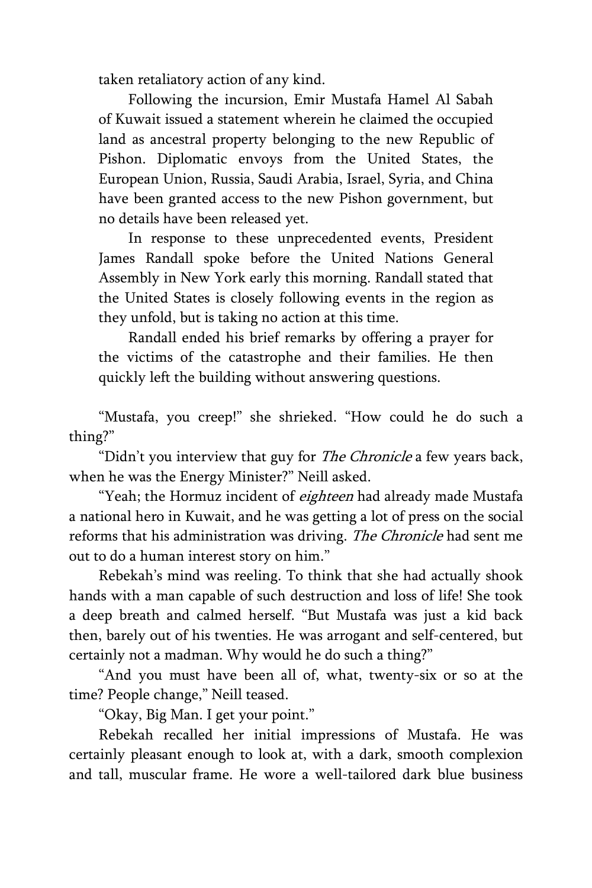taken retaliatory action of any kind.

> Following the incursion, Emir Mustafa Hamel Al Sabah of Kuwait issued a statement wherein he claimed the occupied land as ancestral property belonging to the new Republic of Pishon. Diplomatic envoys from the United States, the European Union, Russia, Saudi Arabia, Israel, Syria, and China have been granted access to the new Pishon government, but no details have been released yet.
>
> In response to these unprecedented events, President James Randall spoke before the United Nations General Assembly in New York early this morning. Randall stated that the United States is closely following events in the region as they unfold, but is taking no action at this time.
>
> Randall ended his brief remarks by offering a prayer for the victims of the catastrophe and their families. He then quickly left the building without answering questions.

"Mustafa, you creep!" she shrieked. "How could he do such a thing?"

"Didn't you interview that guy for *The Chronicle* a few years back, when he was the Energy Minister?" Neill asked.

"Yeah; the Hormuz incident of *eighteen* had already made Mustafa a national hero in Kuwait, and he was getting a lot of press on the social reforms that his administration was driving. *The Chronicle* had sent me out to do a human interest story on him."

Rebekah's mind was reeling. To think that she had actually shook hands with a man capable of such destruction and loss of life! She took a deep breath and calmed herself. "But Mustafa was just a kid back then, barely out of his twenties. He was arrogant and self-centered, but certainly not a madman. Why would he do such a thing?"

"And you must have been all of, what, twenty-six or so at the time? People change," Neill teased.

"Okay, Big Man. I get your point."

Rebekah recalled her initial impressions of Mustafa. He was certainly pleasant enough to look at, with a dark, smooth complexion and tall, muscular frame. He wore a well-tailored dark blue business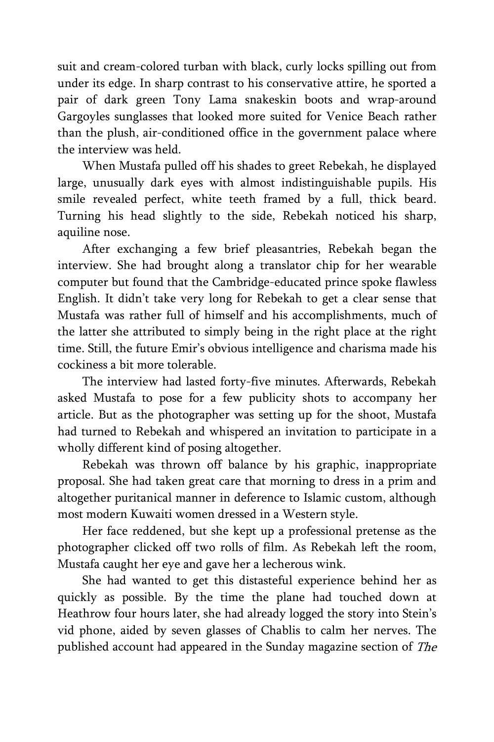suit and cream-colored turban with black, curly locks spilling out from under its edge. In sharp contrast to his conservative attire, he sported a pair of dark green Tony Lama snakeskin boots and wrap-around Gargoyles sunglasses that looked more suited for Venice Beach rather than the plush, air-conditioned office in the government palace where the interview was held.

When Mustafa pulled off his shades to greet Rebekah, he displayed large, unusually dark eyes with almost indistinguishable pupils. His smile revealed perfect, white teeth framed by a full, thick beard. Turning his head slightly to the side, Rebekah noticed his sharp, aquiline nose.

After exchanging a few brief pleasantries, Rebekah began the interview. She had brought along a translator chip for her wearable computer but found that the Cambridge-educated prince spoke flawless English. It didn't take very long for Rebekah to get a clear sense that Mustafa was rather full of himself and his accomplishments, much of the latter she attributed to simply being in the right place at the right time. Still, the future Emir's obvious intelligence and charisma made his cockiness a bit more tolerable.

The interview had lasted forty-five minutes. Afterwards, Rebekah asked Mustafa to pose for a few publicity shots to accompany her article. But as the photographer was setting up for the shoot, Mustafa had turned to Rebekah and whispered an invitation to participate in a wholly different kind of posing altogether.

Rebekah was thrown off balance by his graphic, inappropriate proposal. She had taken great care that morning to dress in a prim and altogether puritanical manner in deference to Islamic custom, although most modern Kuwaiti women dressed in a Western style.

Her face reddened, but she kept up a professional pretense as the photographer clicked off two rolls of film. As Rebekah left the room, Mustafa caught her eye and gave her a lecherous wink.

She had wanted to get this distasteful experience behind her as quickly as possible. By the time the plane had touched down at Heathrow four hours later, she had already logged the story into Stein's vid phone, aided by seven glasses of Chablis to calm her nerves. The published account had appeared in the Sunday magazine section of *The*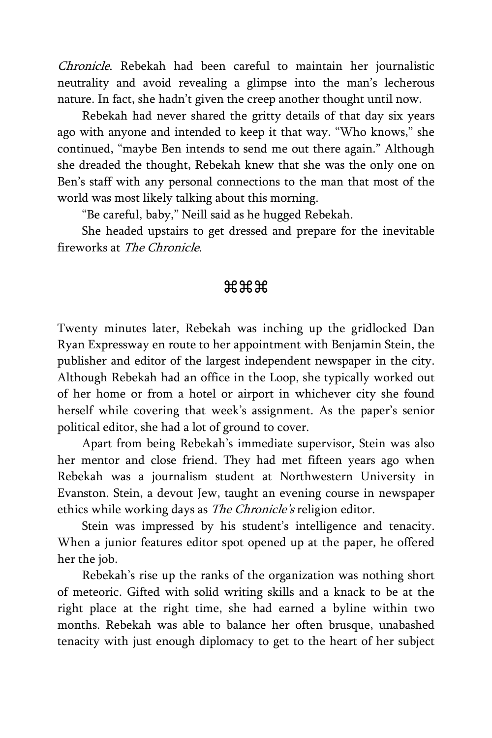*Chronicle*. Rebekah had been careful to maintain her journalistic neutrality and avoid revealing a glimpse into the man's lecherous nature. In fact, she hadn't given the creep another thought until now.

Rebekah had never shared the gritty details of that day six years ago with anyone and intended to keep it that way. "Who knows," she continued, "maybe Ben intends to send me out there again." Although she dreaded the thought, Rebekah knew that she was the only one on Ben's staff with any personal connections to the man that most of the world was most likely talking about this morning.

"Be careful, baby," Neill said as he hugged Rebekah.

She headed upstairs to get dressed and prepare for the inevitable fireworks at *The Chronicle*.

⌘⌘⌘

Twenty minutes later, Rebekah was inching up the gridlocked Dan Ryan Expressway en route to her appointment with Benjamin Stein, the publisher and editor of the largest independent newspaper in the city. Although Rebekah had an office in the Loop, she typically worked out of her home or from a hotel or airport in whichever city she found herself while covering that week's assignment. As the paper's senior political editor, she had a lot of ground to cover.

Apart from being Rebekah's immediate supervisor, Stein was also her mentor and close friend. They had met fifteen years ago when Rebekah was a journalism student at Northwestern University in Evanston. Stein, a devout Jew, taught an evening course in newspaper ethics while working days as *The Chronicle's* religion editor.

Stein was impressed by his student's intelligence and tenacity. When a junior features editor spot opened up at the paper, he offered her the job.

Rebekah's rise up the ranks of the organization was nothing short of meteoric. Gifted with solid writing skills and a knack to be at the right place at the right time, she had earned a byline within two months. Rebekah was able to balance her often brusque, unabashed tenacity with just enough diplomacy to get to the heart of her subject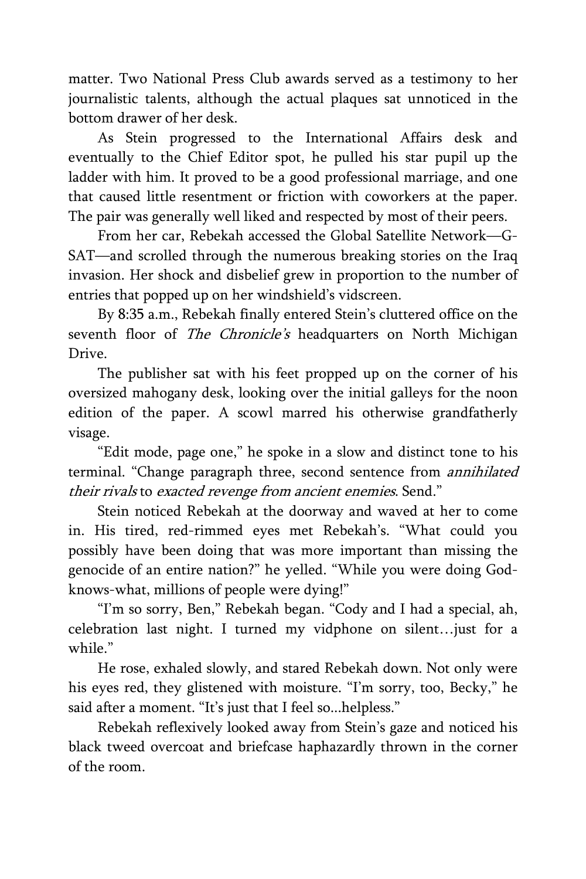matter. Two National Press Club awards served as a testimony to her journalistic talents, although the actual plaques sat unnoticed in the bottom drawer of her desk.

As Stein progressed to the International Affairs desk and eventually to the Chief Editor spot, he pulled his star pupil up the ladder with him. It proved to be a good professional marriage, and one that caused little resentment or friction with coworkers at the paper. The pair was generally well liked and respected by most of their peers.

From her car, Rebekah accessed the Global Satellite Network—G-SAT—and scrolled through the numerous breaking stories on the Iraq invasion. Her shock and disbelief grew in proportion to the number of entries that popped up on her windshield's vidscreen.

By 8:35 a.m., Rebekah finally entered Stein's cluttered office on the seventh floor of *The Chronicle's* headquarters on North Michigan Drive.

The publisher sat with his feet propped up on the corner of his oversized mahogany desk, looking over the initial galleys for the noon edition of the paper. A scowl marred his otherwise grandfatherly visage.

"Edit mode, page one," he spoke in a slow and distinct tone to his terminal. "Change paragraph three, second sentence from *annihilated their rivals* to *exacted revenge from ancient enemies*. Send."

Stein noticed Rebekah at the doorway and waved at her to come in. His tired, red-rimmed eyes met Rebekah's. "What could you possibly have been doing that was more important than missing the genocide of an entire nation?" he yelled. "While you were doing God-knows-what, millions of people were dying!"

"I'm so sorry, Ben," Rebekah began. "Cody and I had a special, ah, celebration last night. I turned my vidphone on silent…just for a while."

He rose, exhaled slowly, and stared Rebekah down. Not only were his eyes red, they glistened with moisture. "I'm sorry, too, Becky," he said after a moment. "It's just that I feel so...helpless."

Rebekah reflexively looked away from Stein's gaze and noticed his black tweed overcoat and briefcase haphazardly thrown in the corner of the room.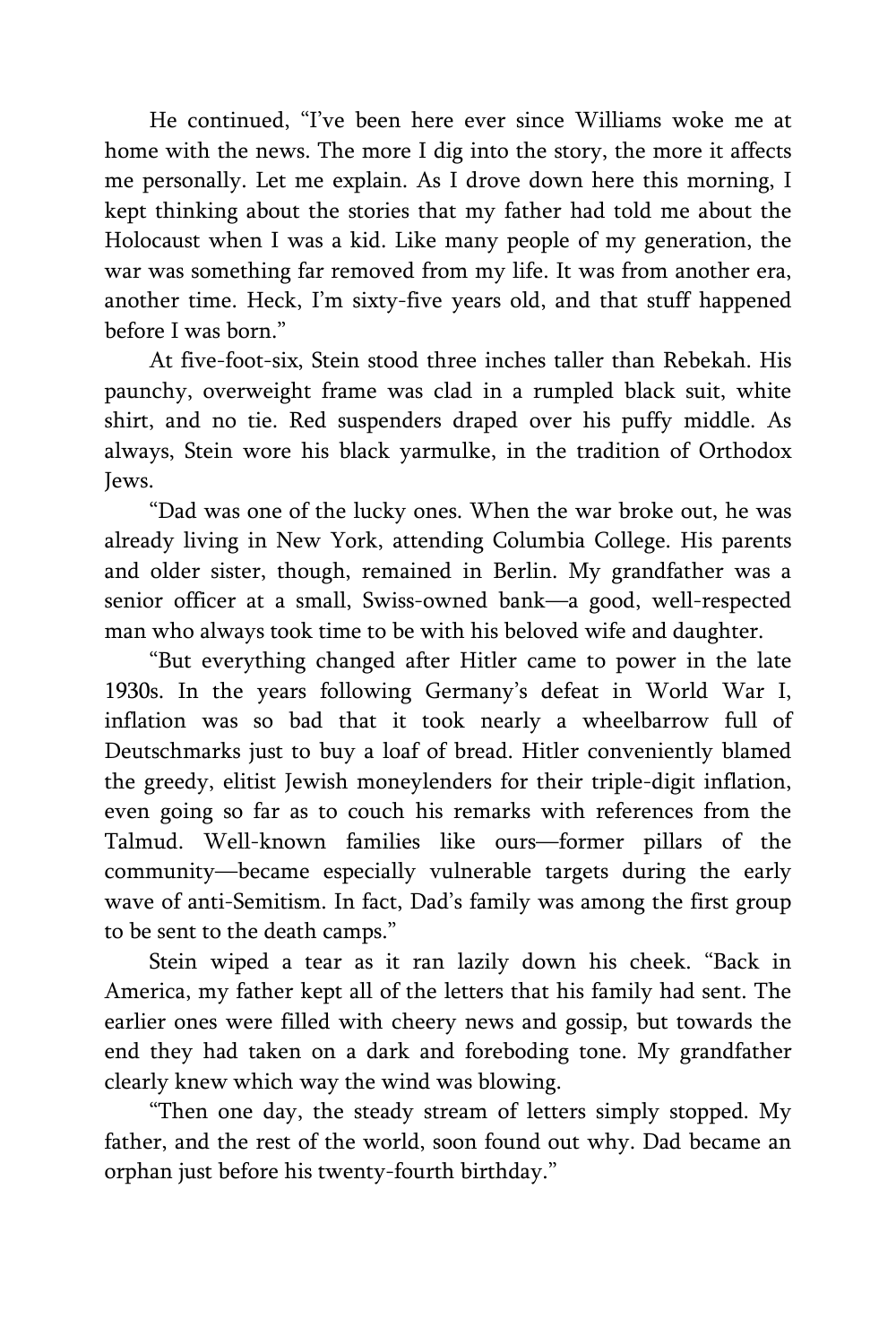He continued, "I've been here ever since Williams woke me at home with the news. The more I dig into the story, the more it affects me personally. Let me explain. As I drove down here this morning, I kept thinking about the stories that my father had told me about the Holocaust when I was a kid. Like many people of my generation, the war was something far removed from my life. It was from another era, another time. Heck, I'm sixty-five years old, and that stuff happened before I was born."

At five-foot-six, Stein stood three inches taller than Rebekah. His paunchy, overweight frame was clad in a rumpled black suit, white shirt, and no tie. Red suspenders draped over his puffy middle. As always, Stein wore his black yarmulke, in the tradition of Orthodox Jews.

"Dad was one of the lucky ones. When the war broke out, he was already living in New York, attending Columbia College. His parents and older sister, though, remained in Berlin. My grandfather was a senior officer at a small, Swiss-owned bank—a good, well-respected man who always took time to be with his beloved wife and daughter.

"But everything changed after Hitler came to power in the late 1930s. In the years following Germany's defeat in World War I, inflation was so bad that it took nearly a wheelbarrow full of Deutschmarks just to buy a loaf of bread. Hitler conveniently blamed the greedy, elitist Jewish moneylenders for their triple-digit inflation, even going so far as to couch his remarks with references from the Talmud. Well-known families like ours—former pillars of the community—became especially vulnerable targets during the early wave of anti-Semitism. In fact, Dad's family was among the first group to be sent to the death camps."

Stein wiped a tear as it ran lazily down his cheek. "Back in America, my father kept all of the letters that his family had sent. The earlier ones were filled with cheery news and gossip, but towards the end they had taken on a dark and foreboding tone. My grandfather clearly knew which way the wind was blowing.

"Then one day, the steady stream of letters simply stopped. My father, and the rest of the world, soon found out why. Dad became an orphan just before his twenty-fourth birthday."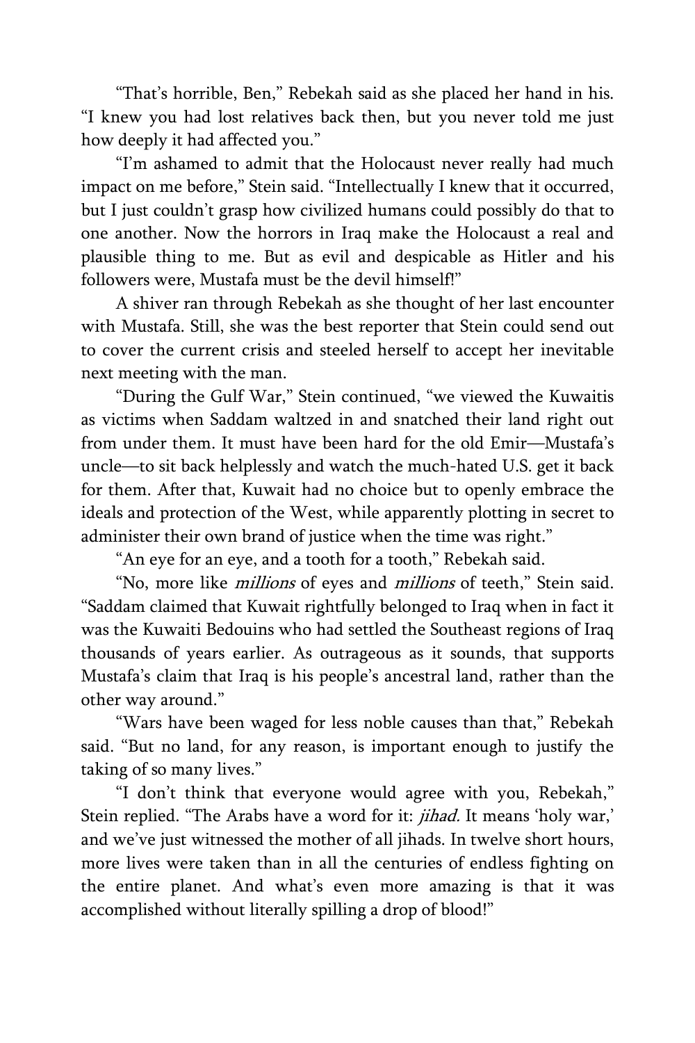"That's horrible, Ben," Rebekah said as she placed her hand in his. "I knew you had lost relatives back then, but you never told me just how deeply it had affected you."

"I'm ashamed to admit that the Holocaust never really had much impact on me before," Stein said. "Intellectually I knew that it occurred, but I just couldn't grasp how civilized humans could possibly do that to one another. Now the horrors in Iraq make the Holocaust a real and plausible thing to me. But as evil and despicable as Hitler and his followers were, Mustafa must be the devil himself!"

A shiver ran through Rebekah as she thought of her last encounter with Mustafa. Still, she was the best reporter that Stein could send out to cover the current crisis and steeled herself to accept her inevitable next meeting with the man.

"During the Gulf War," Stein continued, "we viewed the Kuwaitis as victims when Saddam waltzed in and snatched their land right out from under them. It must have been hard for the old Emir—Mustafa's uncle—to sit back helplessly and watch the much-hated U.S. get it back for them. After that, Kuwait had no choice but to openly embrace the ideals and protection of the West, while apparently plotting in secret to administer their own brand of justice when the time was right."

"An eye for an eye, and a tooth for a tooth," Rebekah said.

"No, more like *millions* of eyes and *millions* of teeth," Stein said. "Saddam claimed that Kuwait rightfully belonged to Iraq when in fact it was the Kuwaiti Bedouins who had settled the Southeast regions of Iraq thousands of years earlier. As outrageous as it sounds, that supports Mustafa's claim that Iraq is his people's ancestral land, rather than the other way around."

"Wars have been waged for less noble causes than that," Rebekah said. "But no land, for any reason, is important enough to justify the taking of so many lives."

"I don't think that everyone would agree with you, Rebekah," Stein replied. "The Arabs have a word for it: *jihad.* It means 'holy war,' and we've just witnessed the mother of all jihads. In twelve short hours, more lives were taken than in all the centuries of endless fighting on the entire planet. And what's even more amazing is that it was accomplished without literally spilling a drop of blood!"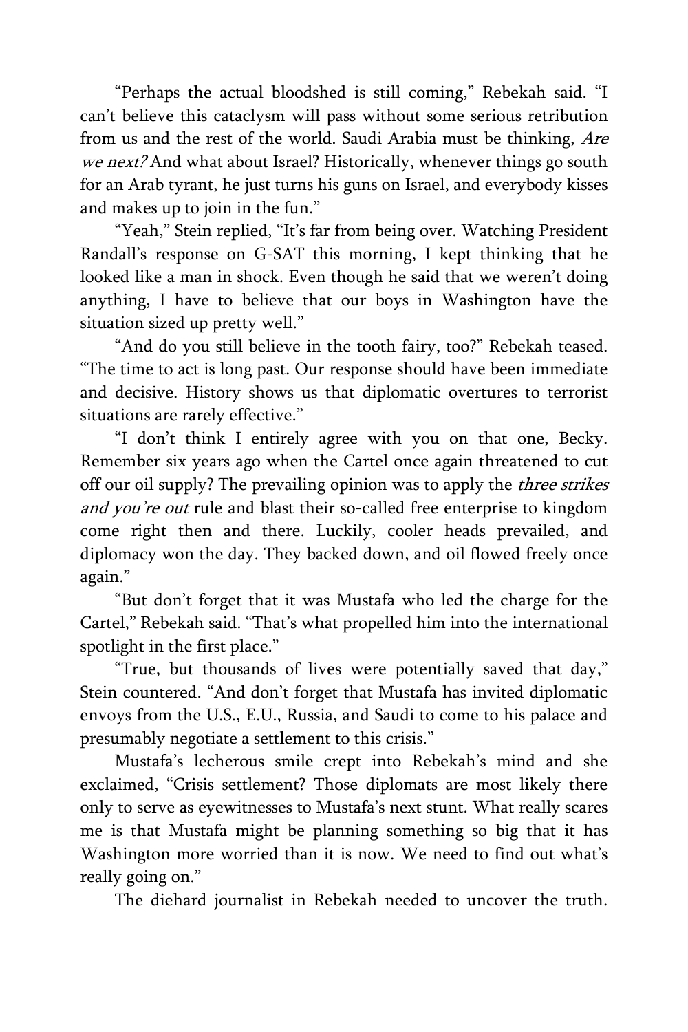"Perhaps the actual bloodshed is still coming," Rebekah said. "I can't believe this cataclysm will pass without some serious retribution from us and the rest of the world. Saudi Arabia must be thinking, *Are we next?* And what about Israel? Historically, whenever things go south for an Arab tyrant, he just turns his guns on Israel, and everybody kisses and makes up to join in the fun."

"Yeah," Stein replied, "It's far from being over. Watching President Randall's response on G-SAT this morning, I kept thinking that he looked like a man in shock. Even though he said that we weren't doing anything, I have to believe that our boys in Washington have the situation sized up pretty well."

"And do you still believe in the tooth fairy, too?" Rebekah teased. "The time to act is long past. Our response should have been immediate and decisive. History shows us that diplomatic overtures to terrorist situations are rarely effective."

"I don't think I entirely agree with you on that one, Becky. Remember six years ago when the Cartel once again threatened to cut off our oil supply? The prevailing opinion was to apply the *three strikes and you're out* rule and blast their so-called free enterprise to kingdom come right then and there. Luckily, cooler heads prevailed, and diplomacy won the day. They backed down, and oil flowed freely once again."

"But don't forget that it was Mustafa who led the charge for the Cartel," Rebekah said. "That's what propelled him into the international spotlight in the first place."

"True, but thousands of lives were potentially saved that day," Stein countered. "And don't forget that Mustafa has invited diplomatic envoys from the U.S., E.U., Russia, and Saudi to come to his palace and presumably negotiate a settlement to this crisis."

Mustafa's lecherous smile crept into Rebekah's mind and she exclaimed, "Crisis settlement? Those diplomats are most likely there only to serve as eyewitnesses to Mustafa's next stunt. What really scares me is that Mustafa might be planning something so big that it has Washington more worried than it is now. We need to find out what's really going on."

The diehard journalist in Rebekah needed to uncover the truth.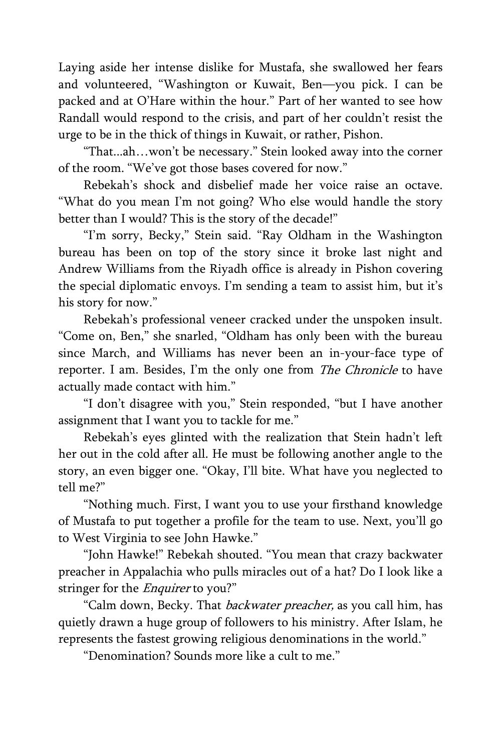Laying aside her intense dislike for Mustafa, she swallowed her fears and volunteered, "Washington or Kuwait, Ben—you pick. I can be packed and at O'Hare within the hour." Part of her wanted to see how Randall would respond to the crisis, and part of her couldn't resist the urge to be in the thick of things in Kuwait, or rather, Pishon.

"That...ah…won't be necessary." Stein looked away into the corner of the room. "We've got those bases covered for now."

Rebekah's shock and disbelief made her voice raise an octave. "What do you mean I'm not going? Who else would handle the story better than I would? This is the story of the decade!"

"I'm sorry, Becky," Stein said. "Ray Oldham in the Washington bureau has been on top of the story since it broke last night and Andrew Williams from the Riyadh office is already in Pishon covering the special diplomatic envoys. I'm sending a team to assist him, but it's his story for now."

Rebekah's professional veneer cracked under the unspoken insult. "Come on, Ben," she snarled, "Oldham has only been with the bureau since March, and Williams has never been an in-your-face type of reporter. I am. Besides, I'm the only one from *The Chronicle* to have actually made contact with him."

"I don't disagree with you," Stein responded, "but I have another assignment that I want you to tackle for me."

Rebekah's eyes glinted with the realization that Stein hadn't left her out in the cold after all. He must be following another angle to the story, an even bigger one. "Okay, I'll bite. What have you neglected to tell me?"

"Nothing much. First, I want you to use your firsthand knowledge of Mustafa to put together a profile for the team to use. Next, you'll go to West Virginia to see John Hawke."

"John Hawke!" Rebekah shouted. "You mean that crazy backwater preacher in Appalachia who pulls miracles out of a hat? Do I look like a stringer for the *Enquirer* to you?"

"Calm down, Becky. That *backwater preacher,* as you call him, has quietly drawn a huge group of followers to his ministry. After Islam, he represents the fastest growing religious denominations in the world."

"Denomination? Sounds more like a cult to me."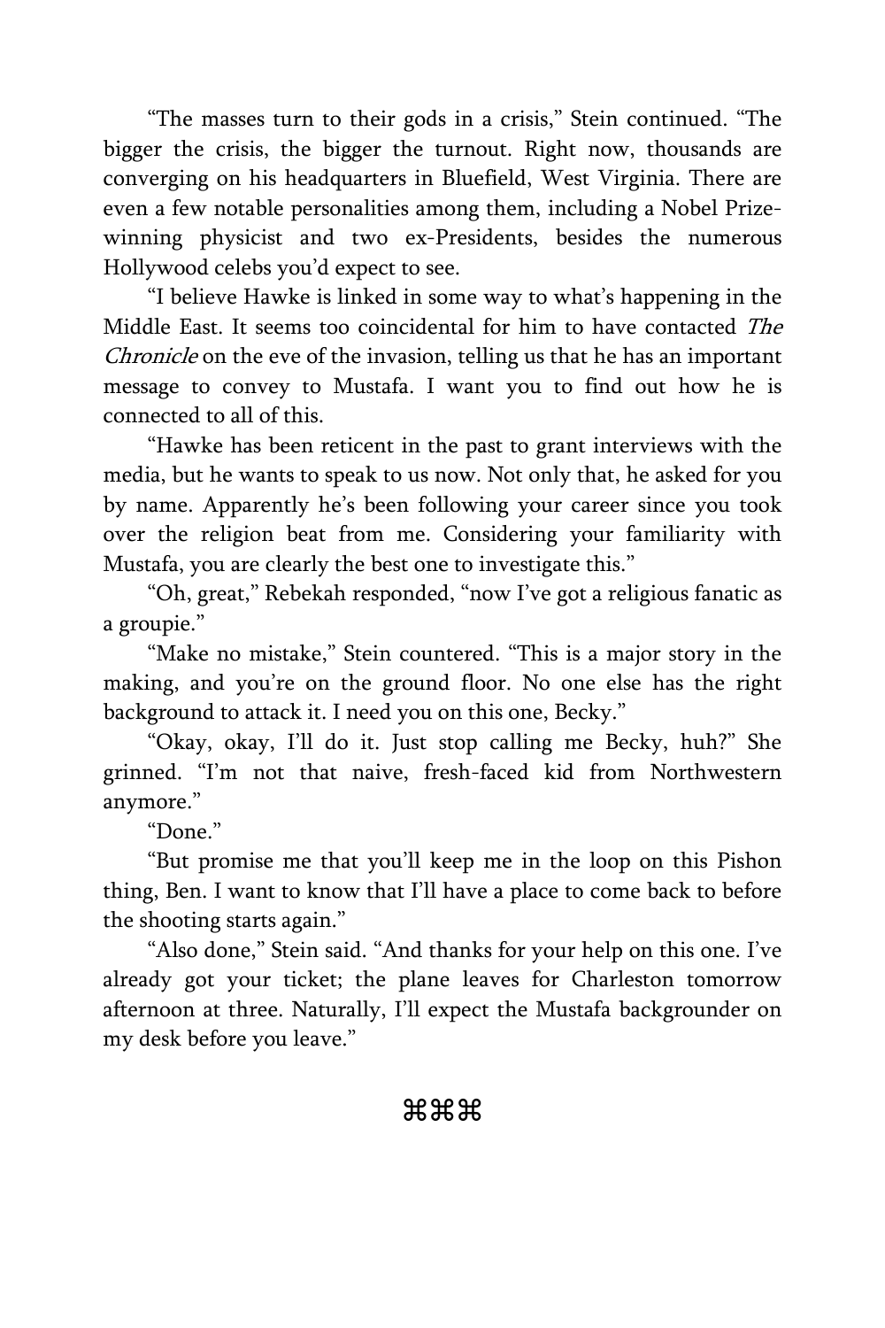"The masses turn to their gods in a crisis," Stein continued. "The bigger the crisis, the bigger the turnout. Right now, thousands are converging on his headquarters in Bluefield, West Virginia. There are even a few notable personalities among them, including a Nobel Prize-winning physicist and two ex-Presidents, besides the numerous Hollywood celebs you'd expect to see.

"I believe Hawke is linked in some way to what's happening in the Middle East. It seems too coincidental for him to have contacted *The Chronicle* on the eve of the invasion, telling us that he has an important message to convey to Mustafa. I want you to find out how he is connected to all of this.

"Hawke has been reticent in the past to grant interviews with the media, but he wants to speak to us now. Not only that, he asked for you by name. Apparently he's been following your career since you took over the religion beat from me. Considering your familiarity with Mustafa, you are clearly the best one to investigate this."

"Oh, great," Rebekah responded, "now I've got a religious fanatic as a groupie."

"Make no mistake," Stein countered. "This is a major story in the making, and you're on the ground floor. No one else has the right background to attack it. I need you on this one, Becky."

"Okay, okay, I'll do it. Just stop calling me Becky, huh?" She grinned. "I'm not that naive, fresh-faced kid from Northwestern anymore."

"Done."

"But promise me that you'll keep me in the loop on this Pishon thing, Ben. I want to know that I'll have a place to come back to before the shooting starts again."

"Also done," Stein said. "And thanks for your help on this one. I've already got your ticket; the plane leaves for Charleston tomorrow afternoon at three. Naturally, I'll expect the Mustafa backgrounder on my desk before you leave."

⌘⌘⌘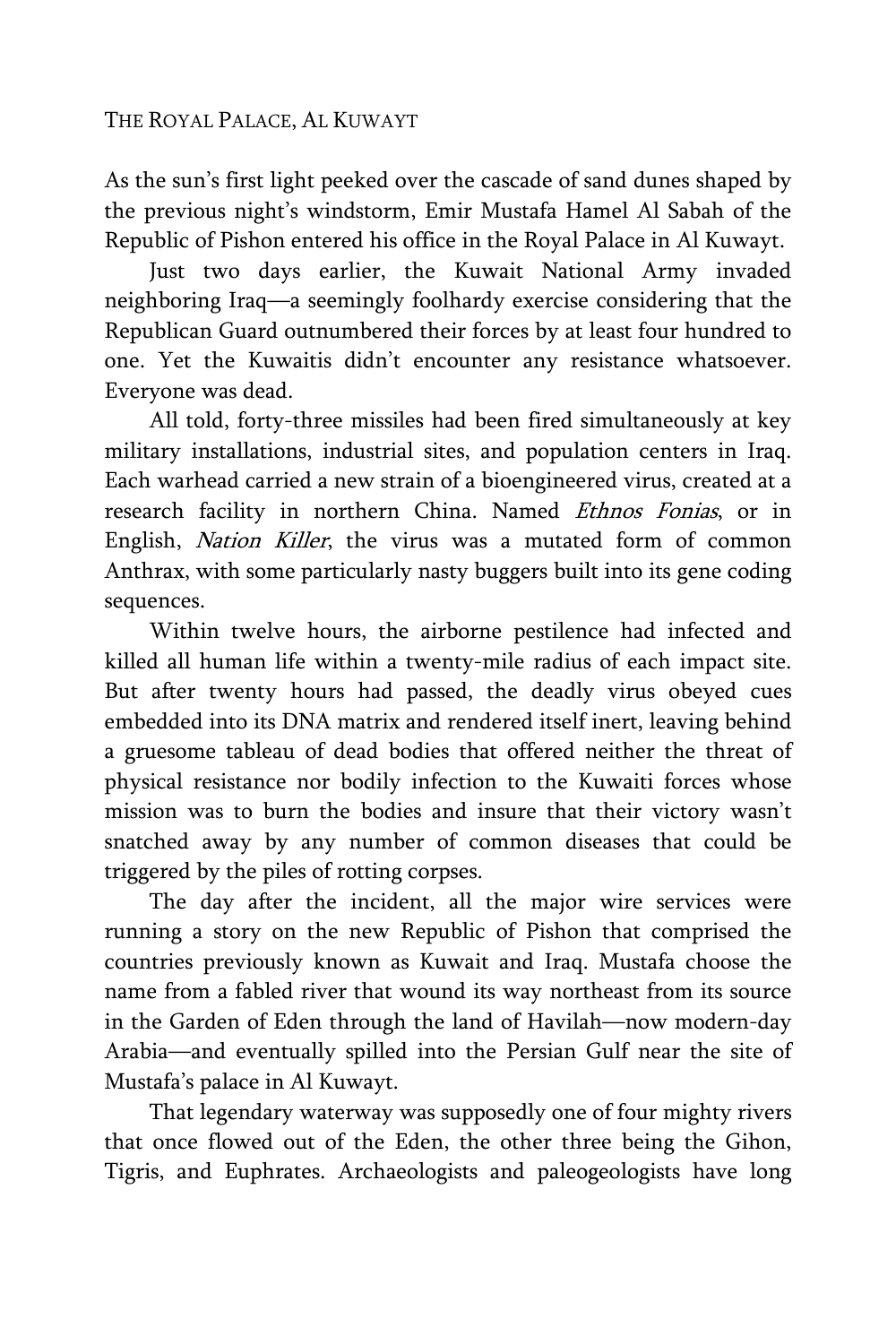THE ROYAL PALACE, AL KUWAYT

As the sun's first light peeked over the cascade of sand dunes shaped by the previous night's windstorm, Emir Mustafa Hamel Al Sabah of the Republic of Pishon entered his office in the Royal Palace in Al Kuwayt.

Just two days earlier, the Kuwait National Army invaded neighboring Iraq—a seemingly foolhardy exercise considering that the Republican Guard outnumbered their forces by at least four hundred to one. Yet the Kuwaitis didn't encounter any resistance whatsoever. Everyone was dead.

All told, forty-three missiles had been fired simultaneously at key military installations, industrial sites, and population centers in Iraq. Each warhead carried a new strain of a bioengineered virus, created at a research facility in northern China. Named *Ethnos Fonias*, or in English, *Nation Killer*, the virus was a mutated form of common Anthrax, with some particularly nasty buggers built into its gene coding sequences.

Within twelve hours, the airborne pestilence had infected and killed all human life within a twenty-mile radius of each impact site. But after twenty hours had passed, the deadly virus obeyed cues embedded into its DNA matrix and rendered itself inert, leaving behind a gruesome tableau of dead bodies that offered neither the threat of physical resistance nor bodily infection to the Kuwaiti forces whose mission was to burn the bodies and insure that their victory wasn't snatched away by any number of common diseases that could be triggered by the piles of rotting corpses.

The day after the incident, all the major wire services were running a story on the new Republic of Pishon that comprised the countries previously known as Kuwait and Iraq. Mustafa choose the name from a fabled river that wound its way northeast from its source in the Garden of Eden through the land of Havilah—now modern-day Arabia—and eventually spilled into the Persian Gulf near the site of Mustafa's palace in Al Kuwayt.

That legendary waterway was supposedly one of four mighty rivers that once flowed out of the Eden, the other three being the Gihon, Tigris, and Euphrates. Archaeologists and paleogeologists have long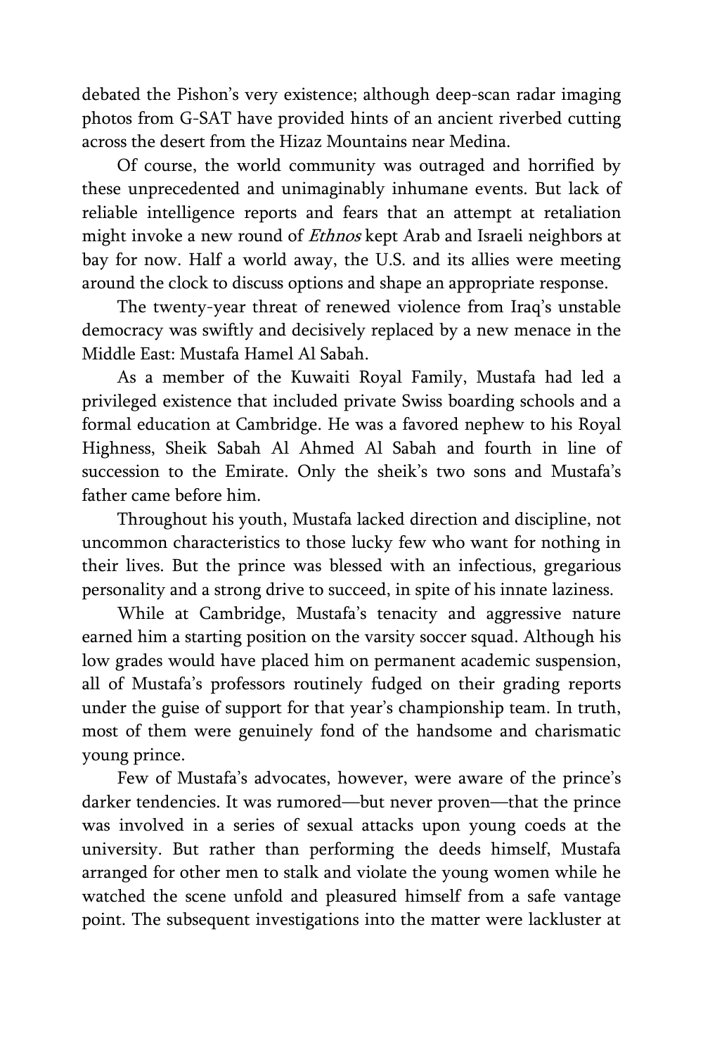debated the Pishon's very existence; although deep-scan radar imaging photos from G-SAT have provided hints of an ancient riverbed cutting across the desert from the Hizaz Mountains near Medina.

Of course, the world community was outraged and horrified by these unprecedented and unimaginably inhumane events. But lack of reliable intelligence reports and fears that an attempt at retaliation might invoke a new round of *Ethnos* kept Arab and Israeli neighbors at bay for now. Half a world away, the U.S. and its allies were meeting around the clock to discuss options and shape an appropriate response.

The twenty-year threat of renewed violence from Iraq's unstable democracy was swiftly and decisively replaced by a new menace in the Middle East: Mustafa Hamel Al Sabah.

As a member of the Kuwaiti Royal Family, Mustafa had led a privileged existence that included private Swiss boarding schools and a formal education at Cambridge. He was a favored nephew to his Royal Highness, Sheik Sabah Al Ahmed Al Sabah and fourth in line of succession to the Emirate. Only the sheik's two sons and Mustafa's father came before him.

Throughout his youth, Mustafa lacked direction and discipline, not uncommon characteristics to those lucky few who want for nothing in their lives. But the prince was blessed with an infectious, gregarious personality and a strong drive to succeed, in spite of his innate laziness.

While at Cambridge, Mustafa's tenacity and aggressive nature earned him a starting position on the varsity soccer squad. Although his low grades would have placed him on permanent academic suspension, all of Mustafa's professors routinely fudged on their grading reports under the guise of support for that year's championship team. In truth, most of them were genuinely fond of the handsome and charismatic young prince.

Few of Mustafa's advocates, however, were aware of the prince's darker tendencies. It was rumored—but never proven—that the prince was involved in a series of sexual attacks upon young coeds at the university. But rather than performing the deeds himself, Mustafa arranged for other men to stalk and violate the young women while he watched the scene unfold and pleasured himself from a safe vantage point. The subsequent investigations into the matter were lackluster at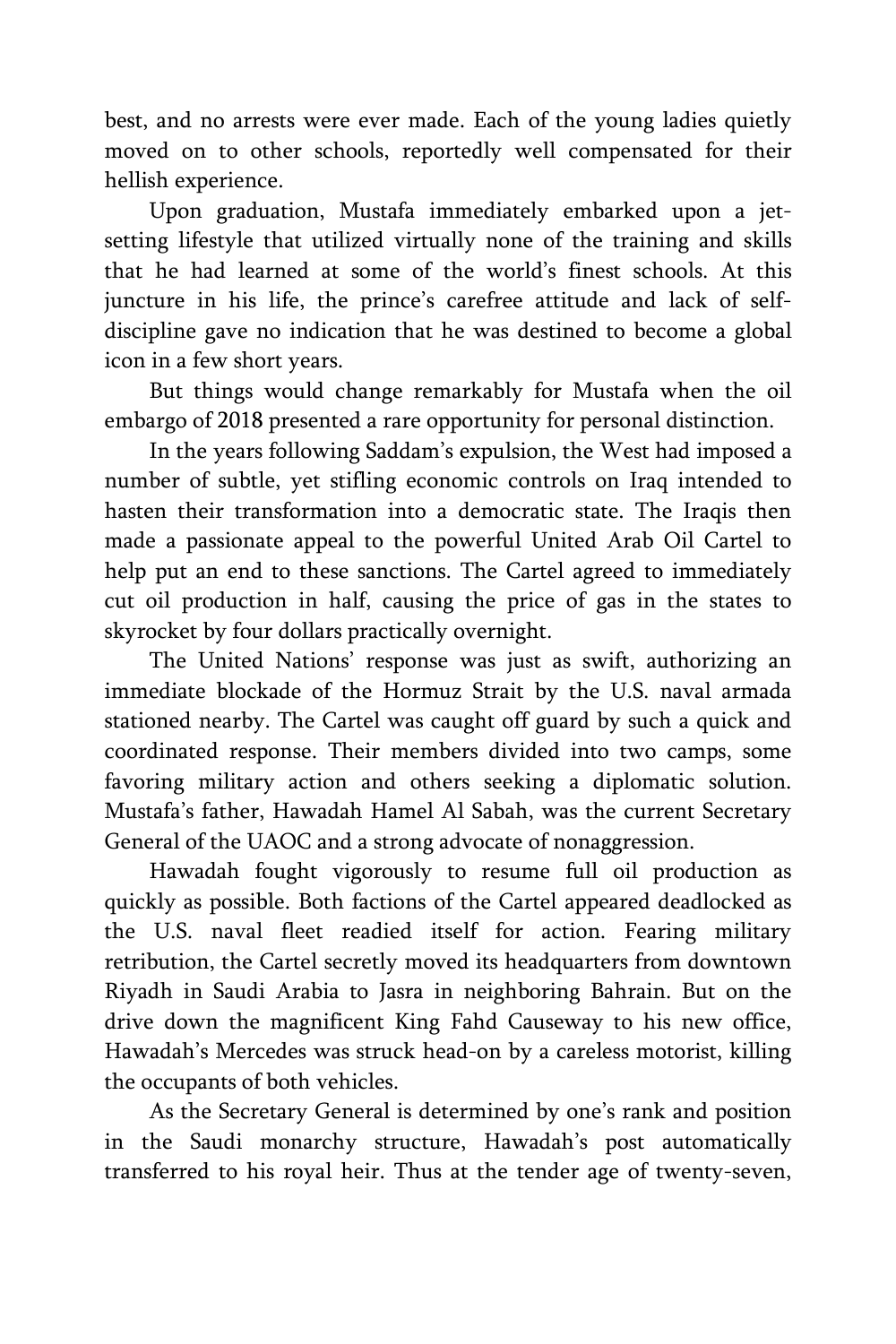best, and no arrests were ever made. Each of the young ladies quietly moved on to other schools, reportedly well compensated for their hellish experience.

Upon graduation, Mustafa immediately embarked upon a jet-setting lifestyle that utilized virtually none of the training and skills that he had learned at some of the world's finest schools. At this juncture in his life, the prince's carefree attitude and lack of self-discipline gave no indication that he was destined to become a global icon in a few short years.

But things would change remarkably for Mustafa when the oil embargo of 2018 presented a rare opportunity for personal distinction.

In the years following Saddam's expulsion, the West had imposed a number of subtle, yet stifling economic controls on Iraq intended to hasten their transformation into a democratic state. The Iraqis then made a passionate appeal to the powerful United Arab Oil Cartel to help put an end to these sanctions. The Cartel agreed to immediately cut oil production in half, causing the price of gas in the states to skyrocket by four dollars practically overnight.

The United Nations' response was just as swift, authorizing an immediate blockade of the Hormuz Strait by the U.S. naval armada stationed nearby. The Cartel was caught off guard by such a quick and coordinated response. Their members divided into two camps, some favoring military action and others seeking a diplomatic solution. Mustafa's father, Hawadah Hamel Al Sabah, was the current Secretary General of the UAOC and a strong advocate of nonaggression.

Hawadah fought vigorously to resume full oil production as quickly as possible. Both factions of the Cartel appeared deadlocked as the U.S. naval fleet readied itself for action. Fearing military retribution, the Cartel secretly moved its headquarters from downtown Riyadh in Saudi Arabia to Jasra in neighboring Bahrain. But on the drive down the magnificent King Fahd Causeway to his new office, Hawadah's Mercedes was struck head-on by a careless motorist, killing the occupants of both vehicles.

As the Secretary General is determined by one's rank and position in the Saudi monarchy structure, Hawadah's post automatically transferred to his royal heir. Thus at the tender age of twenty-seven,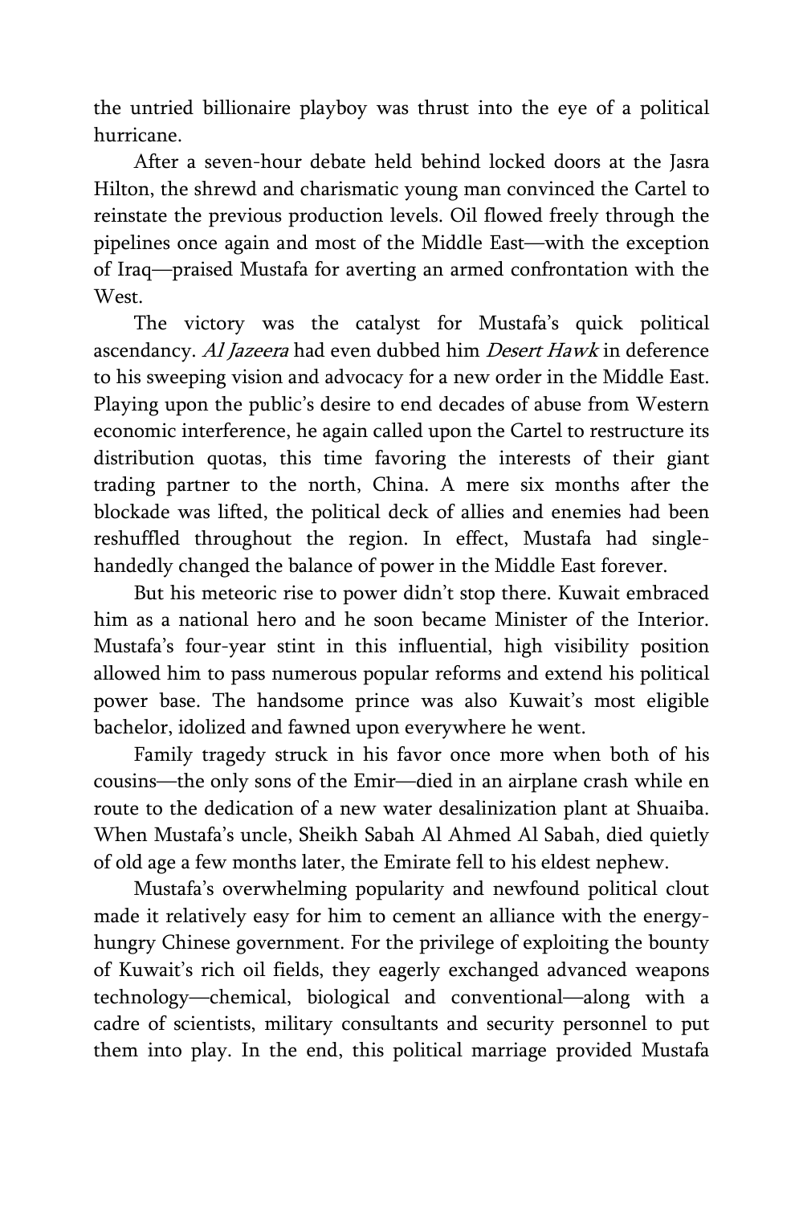the untried billionaire playboy was thrust into the eye of a political hurricane.

After a seven-hour debate held behind locked doors at the Jasra Hilton, the shrewd and charismatic young man convinced the Cartel to reinstate the previous production levels. Oil flowed freely through the pipelines once again and most of the Middle East—with the exception of Iraq—praised Mustafa for averting an armed confrontation with the West.

The victory was the catalyst for Mustafa's quick political ascendancy. *Al Jazeera* had even dubbed him *Desert Hawk* in deference to his sweeping vision and advocacy for a new order in the Middle East. Playing upon the public's desire to end decades of abuse from Western economic interference, he again called upon the Cartel to restructure its distribution quotas, this time favoring the interests of their giant trading partner to the north, China. A mere six months after the blockade was lifted, the political deck of allies and enemies had been reshuffled throughout the region. In effect, Mustafa had single-handedly changed the balance of power in the Middle East forever.

But his meteoric rise to power didn't stop there. Kuwait embraced him as a national hero and he soon became Minister of the Interior. Mustafa's four-year stint in this influential, high visibility position allowed him to pass numerous popular reforms and extend his political power base. The handsome prince was also Kuwait's most eligible bachelor, idolized and fawned upon everywhere he went.

Family tragedy struck in his favor once more when both of his cousins—the only sons of the Emir—died in an airplane crash while en route to the dedication of a new water desalinization plant at Shuaiba. When Mustafa's uncle, Sheikh Sabah Al Ahmed Al Sabah, died quietly of old age a few months later, the Emirate fell to his eldest nephew.

Mustafa's overwhelming popularity and newfound political clout made it relatively easy for him to cement an alliance with the energy-hungry Chinese government. For the privilege of exploiting the bounty of Kuwait's rich oil fields, they eagerly exchanged advanced weapons technology—chemical, biological and conventional—along with a cadre of scientists, military consultants and security personnel to put them into play. In the end, this political marriage provided Mustafa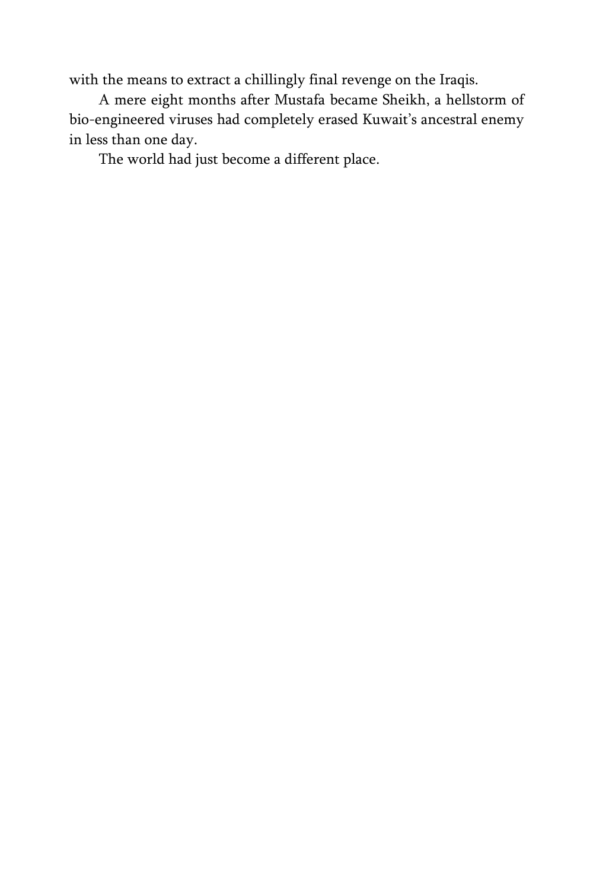with the means to extract a chillingly final revenge on the Iraqis.

A mere eight months after Mustafa became Sheikh, a hellstorm of bio-engineered viruses had completely erased Kuwait's ancestral enemy in less than one day.

The world had just become a different place.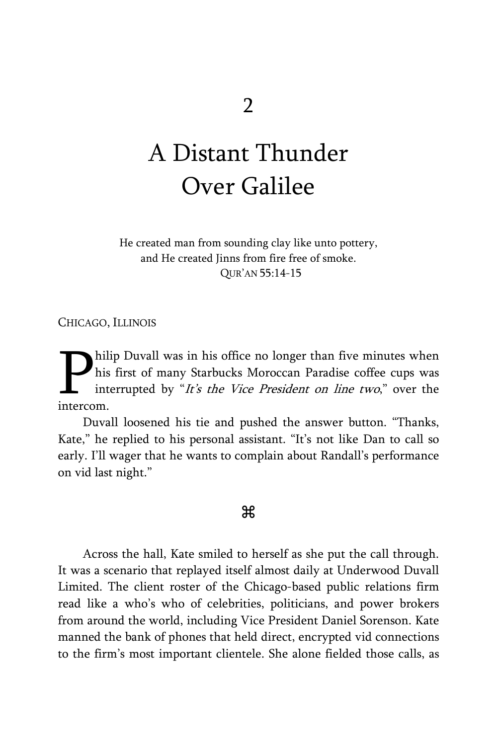# 2

# A Distant Thunder Over Galilee

He created man from sounding clay like unto pottery,
and He created Jinns from fire free of smoke.
QUR'AN 55:14-15

CHICAGO, ILLINOIS

Philip Duvall was in his office no longer than five minutes when his first of many Starbucks Moroccan Paradise coffee cups was interrupted by "*It's the Vice President on line two*," over the intercom.

Duvall loosened his tie and pushed the answer button. "Thanks, Kate," he replied to his personal assistant. "It's not like Dan to call so early. I'll wager that he wants to complain about Randall's performance on vid last night."

⌘

Across the hall, Kate smiled to herself as she put the call through. It was a scenario that replayed itself almost daily at Underwood Duvall Limited. The client roster of the Chicago-based public relations firm read like a who's who of celebrities, politicians, and power brokers from around the world, including Vice President Daniel Sorenson. Kate manned the bank of phones that held direct, encrypted vid connections to the firm's most important clientele. She alone fielded those calls, as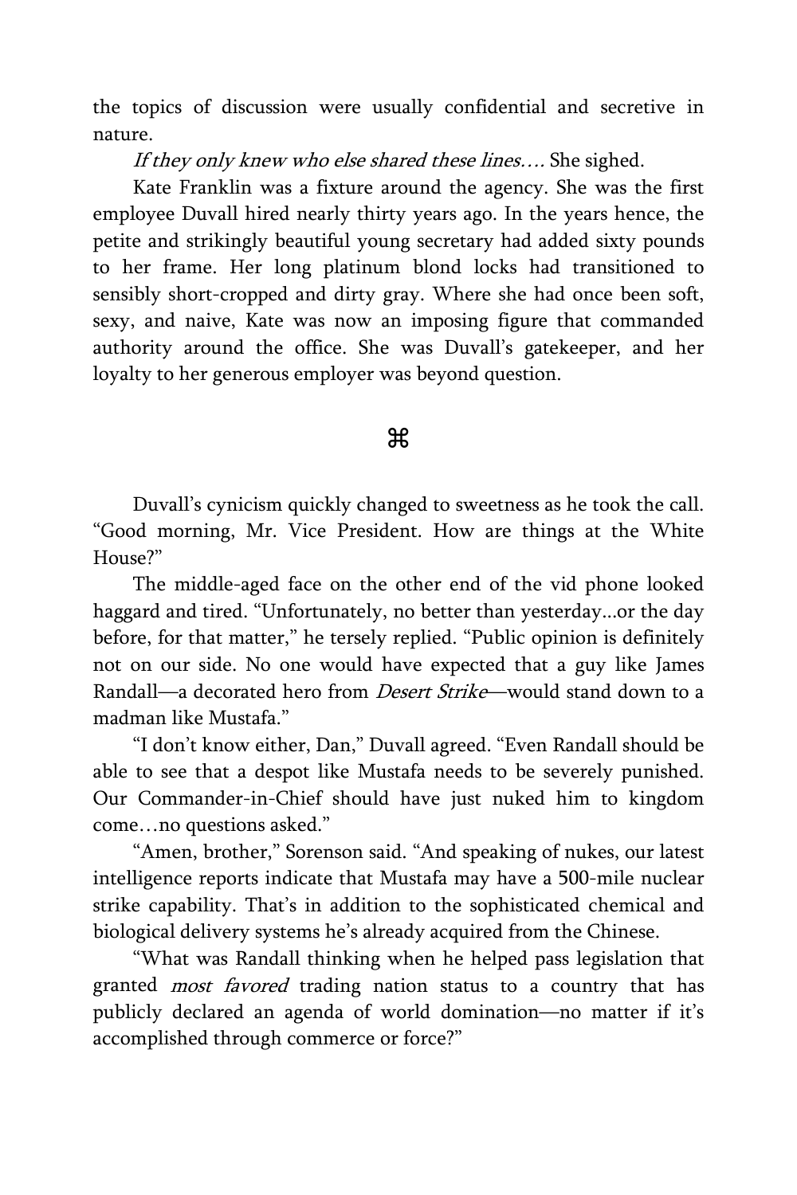the topics of discussion were usually confidential and secretive in nature.

*If they only knew who else shared these lines….* She sighed.

Kate Franklin was a fixture around the agency. She was the first employee Duvall hired nearly thirty years ago. In the years hence, the petite and strikingly beautiful young secretary had added sixty pounds to her frame. Her long platinum blond locks had transitioned to sensibly short-cropped and dirty gray. Where she had once been soft, sexy, and naive, Kate was now an imposing figure that commanded authority around the office. She was Duvall's gatekeeper, and her loyalty to her generous employer was beyond question.

⌘

Duvall's cynicism quickly changed to sweetness as he took the call. "Good morning, Mr. Vice President. How are things at the White House?"

The middle-aged face on the other end of the vid phone looked haggard and tired. "Unfortunately, no better than yesterday...or the day before, for that matter," he tersely replied. "Public opinion is definitely not on our side. No one would have expected that a guy like James Randall—a decorated hero from *Desert Strike*—would stand down to a madman like Mustafa."

"I don't know either, Dan," Duvall agreed. "Even Randall should be able to see that a despot like Mustafa needs to be severely punished. Our Commander-in-Chief should have just nuked him to kingdom come…no questions asked."

"Amen, brother," Sorenson said. "And speaking of nukes, our latest intelligence reports indicate that Mustafa may have a 500-mile nuclear strike capability. That's in addition to the sophisticated chemical and biological delivery systems he's already acquired from the Chinese.

"What was Randall thinking when he helped pass legislation that granted *most favored* trading nation status to a country that has publicly declared an agenda of world domination—no matter if it's accomplished through commerce or force?"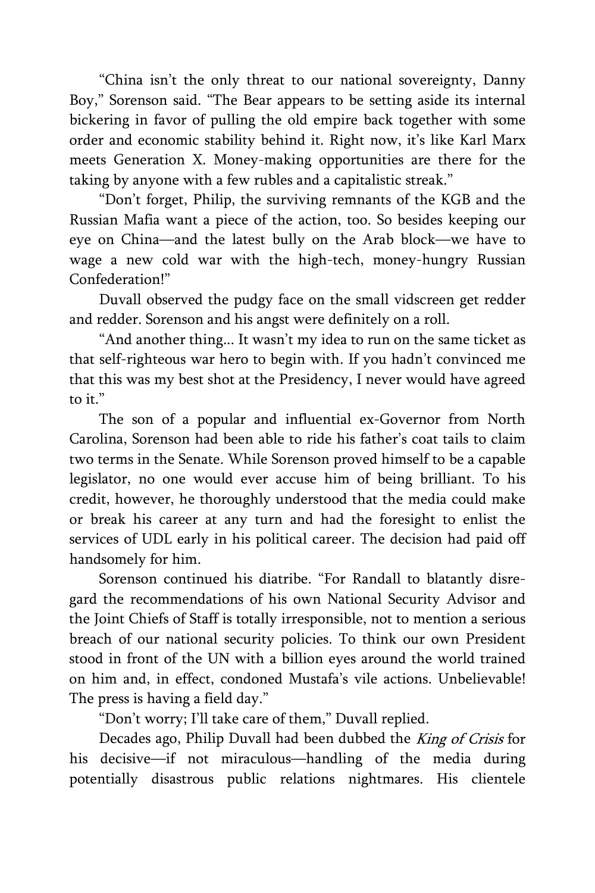"China isn't the only threat to our national sovereignty, Danny Boy," Sorenson said. "The Bear appears to be setting aside its internal bickering in favor of pulling the old empire back together with some order and economic stability behind it. Right now, it's like Karl Marx meets Generation X. Money-making opportunities are there for the taking by anyone with a few rubles and a capitalistic streak."

"Don't forget, Philip, the surviving remnants of the KGB and the Russian Mafia want a piece of the action, too. So besides keeping our eye on China—and the latest bully on the Arab block—we have to wage a new cold war with the high-tech, money-hungry Russian Confederation!"

Duvall observed the pudgy face on the small vidscreen get redder and redder. Sorenson and his angst were definitely on a roll.

"And another thing... It wasn't my idea to run on the same ticket as that self-righteous war hero to begin with. If you hadn't convinced me that this was my best shot at the Presidency, I never would have agreed to it."

The son of a popular and influential ex-Governor from North Carolina, Sorenson had been able to ride his father's coat tails to claim two terms in the Senate. While Sorenson proved himself to be a capable legislator, no one would ever accuse him of being brilliant. To his credit, however, he thoroughly understood that the media could make or break his career at any turn and had the foresight to enlist the services of UDL early in his political career. The decision had paid off handsomely for him.

Sorenson continued his diatribe. "For Randall to blatantly disregard the recommendations of his own National Security Advisor and the Joint Chiefs of Staff is totally irresponsible, not to mention a serious breach of our national security policies. To think our own President stood in front of the UN with a billion eyes around the world trained on him and, in effect, condoned Mustafa's vile actions. Unbelievable! The press is having a field day."

"Don't worry; I'll take care of them," Duvall replied.

Decades ago, Philip Duvall had been dubbed the *King of Crisis* for his decisive—if not miraculous—handling of the media during potentially disastrous public relations nightmares. His clientele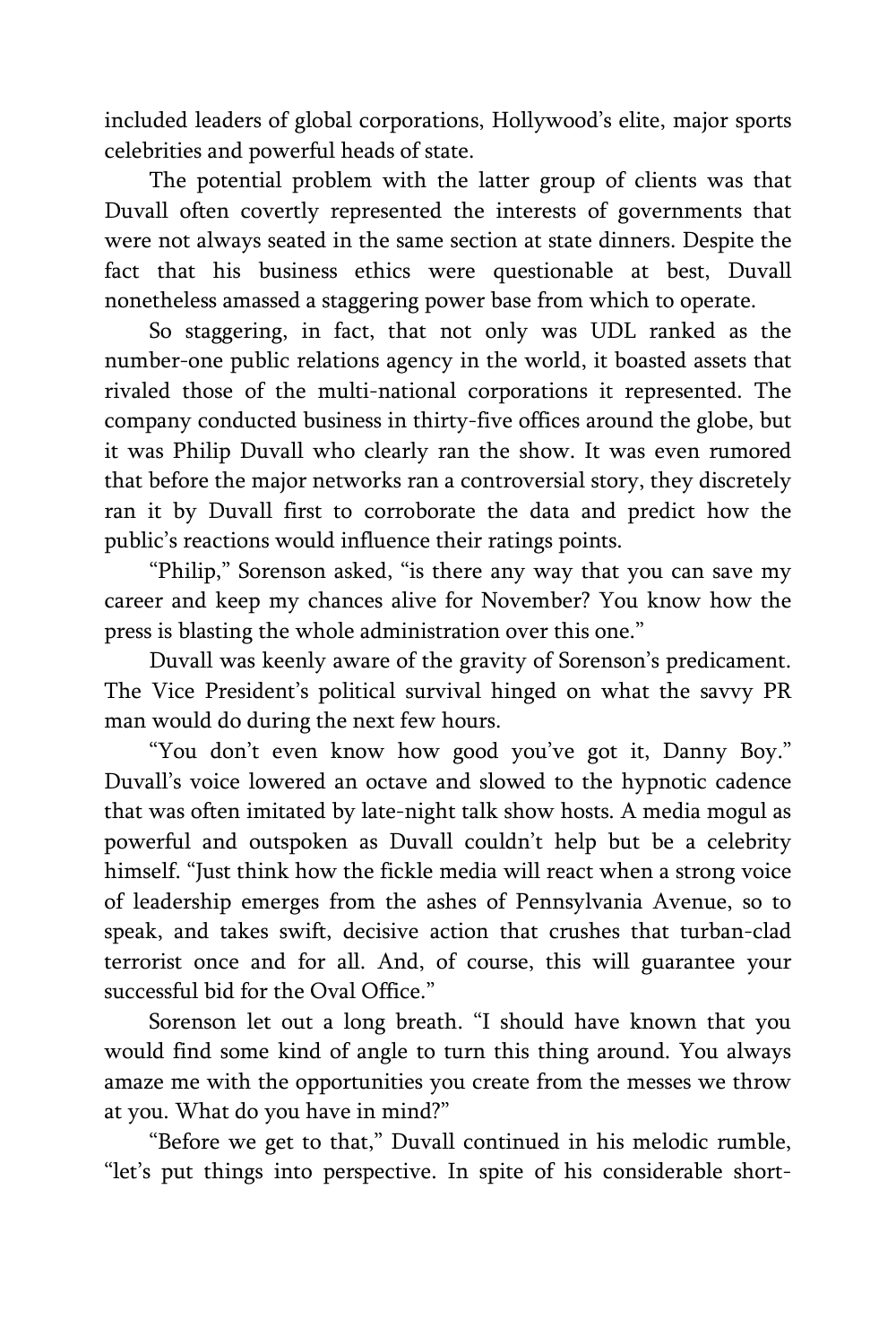included leaders of global corporations, Hollywood's elite, major sports celebrities and powerful heads of state.

The potential problem with the latter group of clients was that Duvall often covertly represented the interests of governments that were not always seated in the same section at state dinners. Despite the fact that his business ethics were questionable at best, Duvall nonetheless amassed a staggering power base from which to operate.

So staggering, in fact, that not only was UDL ranked as the number-one public relations agency in the world, it boasted assets that rivaled those of the multi-national corporations it represented. The company conducted business in thirty-five offices around the globe, but it was Philip Duvall who clearly ran the show. It was even rumored that before the major networks ran a controversial story, they discretely ran it by Duvall first to corroborate the data and predict how the public's reactions would influence their ratings points.

"Philip," Sorenson asked, "is there any way that you can save my career and keep my chances alive for November? You know how the press is blasting the whole administration over this one."

Duvall was keenly aware of the gravity of Sorenson's predicament. The Vice President's political survival hinged on what the savvy PR man would do during the next few hours.

"You don't even know how good you've got it, Danny Boy." Duvall's voice lowered an octave and slowed to the hypnotic cadence that was often imitated by late-night talk show hosts. A media mogul as powerful and outspoken as Duvall couldn't help but be a celebrity himself. "Just think how the fickle media will react when a strong voice of leadership emerges from the ashes of Pennsylvania Avenue, so to speak, and takes swift, decisive action that crushes that turban-clad terrorist once and for all. And, of course, this will guarantee your successful bid for the Oval Office."

Sorenson let out a long breath. "I should have known that you would find some kind of angle to turn this thing around. You always amaze me with the opportunities you create from the messes we throw at you. What do you have in mind?"

"Before we get to that," Duvall continued in his melodic rumble, "let's put things into perspective. In spite of his considerable short-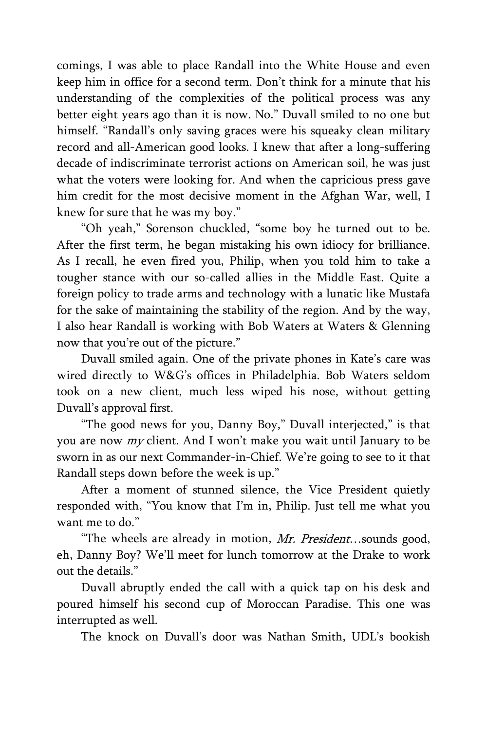comings, I was able to place Randall into the White House and even keep him in office for a second term. Don't think for a minute that his understanding of the complexities of the political process was any better eight years ago than it is now. No." Duvall smiled to no one but himself. "Randall's only saving graces were his squeaky clean military record and all-American good looks. I knew that after a long-suffering decade of indiscriminate terrorist actions on American soil, he was just what the voters were looking for. And when the capricious press gave him credit for the most decisive moment in the Afghan War, well, I knew for sure that he was my boy."

"Oh yeah," Sorenson chuckled, "some boy he turned out to be. After the first term, he began mistaking his own idiocy for brilliance. As I recall, he even fired you, Philip, when you told him to take a tougher stance with our so-called allies in the Middle East. Quite a foreign policy to trade arms and technology with a lunatic like Mustafa for the sake of maintaining the stability of the region. And by the way, I also hear Randall is working with Bob Waters at Waters & Glenning now that you're out of the picture."

Duvall smiled again. One of the private phones in Kate's care was wired directly to W&G's offices in Philadelphia. Bob Waters seldom took on a new client, much less wiped his nose, without getting Duvall's approval first.

"The good news for you, Danny Boy," Duvall interjected," is that you are now *my* client. And I won't make you wait until January to be sworn in as our next Commander-in-Chief. We're going to see to it that Randall steps down before the week is up."

After a moment of stunned silence, the Vice President quietly responded with, "You know that I'm in, Philip. Just tell me what you want me to do."

"The wheels are already in motion, *Mr. President*…sounds good, eh, Danny Boy? We'll meet for lunch tomorrow at the Drake to work out the details."

Duvall abruptly ended the call with a quick tap on his desk and poured himself his second cup of Moroccan Paradise. This one was interrupted as well.

The knock on Duvall's door was Nathan Smith, UDL's bookish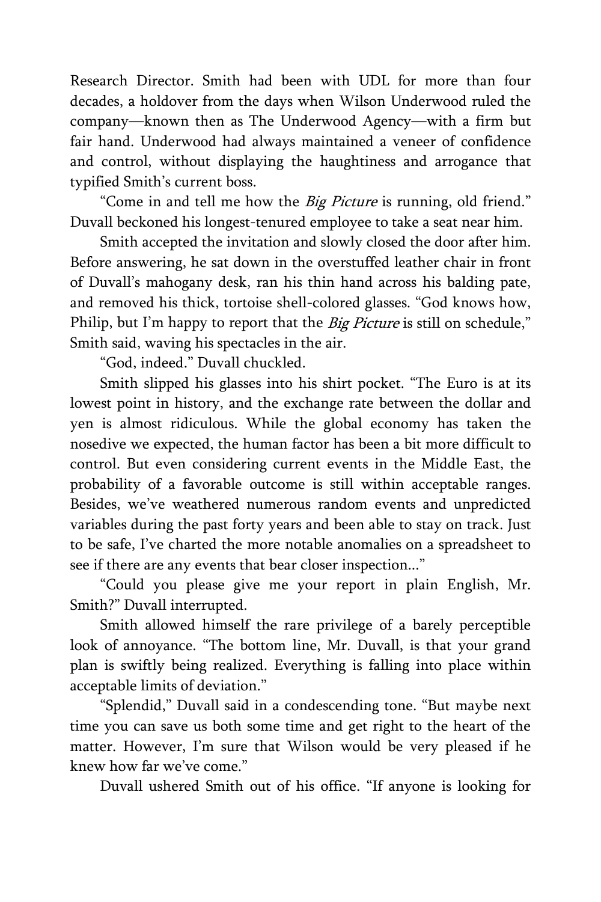Research Director. Smith had been with UDL for more than four decades, a holdover from the days when Wilson Underwood ruled the company—known then as The Underwood Agency—with a firm but fair hand. Underwood had always maintained a veneer of confidence and control, without displaying the haughtiness and arrogance that typified Smith's current boss.

"Come in and tell me how the *Big Picture* is running, old friend." Duvall beckoned his longest-tenured employee to take a seat near him.

Smith accepted the invitation and slowly closed the door after him. Before answering, he sat down in the overstuffed leather chair in front of Duvall's mahogany desk, ran his thin hand across his balding pate, and removed his thick, tortoise shell-colored glasses. "God knows how, Philip, but I'm happy to report that the *Big Picture* is still on schedule," Smith said, waving his spectacles in the air.

"God, indeed." Duvall chuckled.

Smith slipped his glasses into his shirt pocket. "The Euro is at its lowest point in history, and the exchange rate between the dollar and yen is almost ridiculous. While the global economy has taken the nosedive we expected, the human factor has been a bit more difficult to control. But even considering current events in the Middle East, the probability of a favorable outcome is still within acceptable ranges. Besides, we've weathered numerous random events and unpredicted variables during the past forty years and been able to stay on track. Just to be safe, I've charted the more notable anomalies on a spreadsheet to see if there are any events that bear closer inspection..."

"Could you please give me your report in plain English, Mr. Smith?" Duvall interrupted.

Smith allowed himself the rare privilege of a barely perceptible look of annoyance. "The bottom line, Mr. Duvall, is that your grand plan is swiftly being realized. Everything is falling into place within acceptable limits of deviation."

"Splendid," Duvall said in a condescending tone. "But maybe next time you can save us both some time and get right to the heart of the matter. However, I'm sure that Wilson would be very pleased if he knew how far we've come."

Duvall ushered Smith out of his office. "If anyone is looking for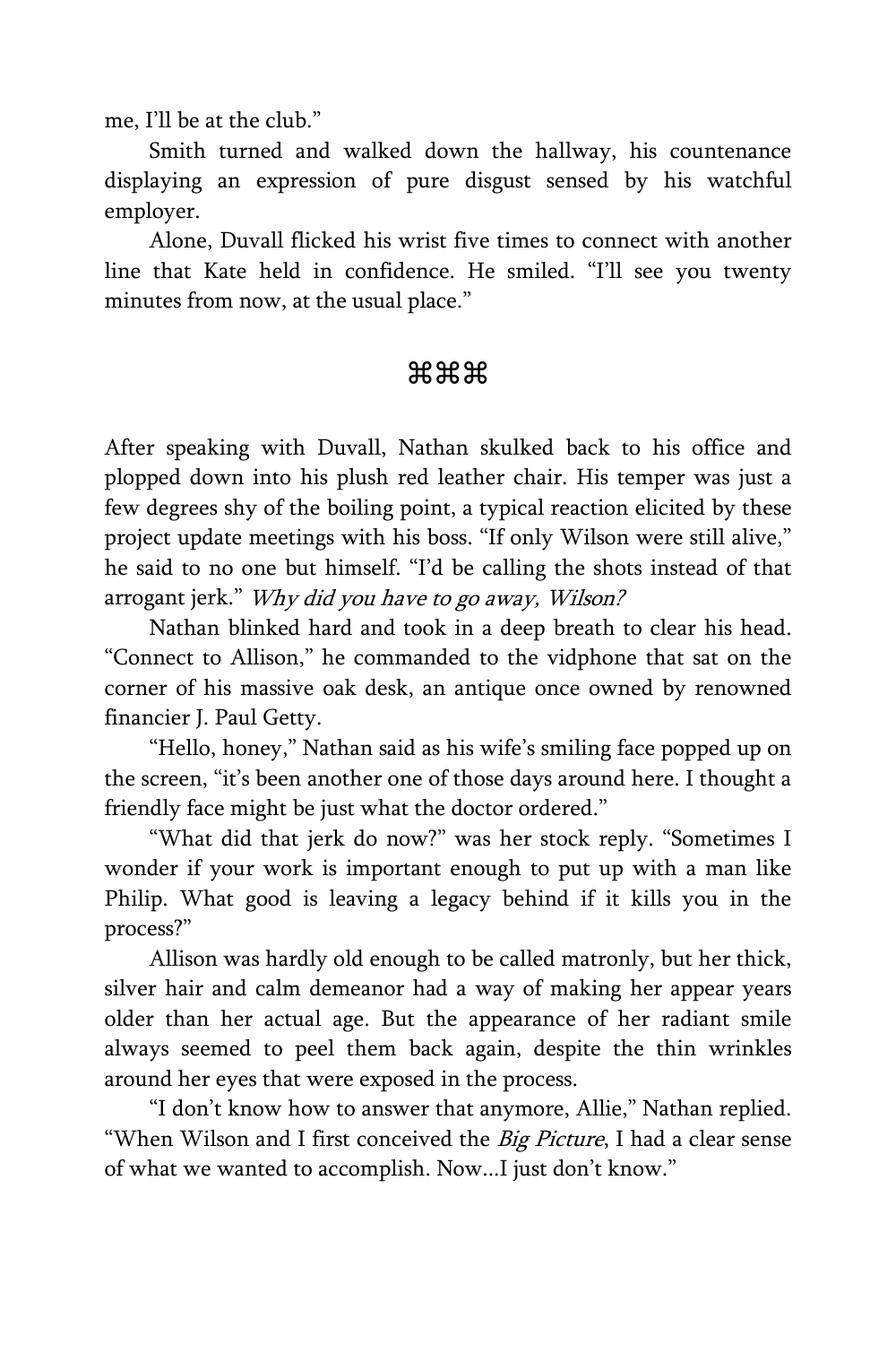me, I'll be at the club."

Smith turned and walked down the hallway, his countenance displaying an expression of pure disgust sensed by his watchful employer.

Alone, Duvall flicked his wrist five times to connect with another line that Kate held in confidence. He smiled. "I'll see you twenty minutes from now, at the usual place."

⌘⌘⌘

After speaking with Duvall, Nathan skulked back to his office and plopped down into his plush red leather chair. His temper was just a few degrees shy of the boiling point, a typical reaction elicited by these project update meetings with his boss. "If only Wilson were still alive," he said to no one but himself. "I'd be calling the shots instead of that arrogant jerk." *Why did you have to go away, Wilson?*

Nathan blinked hard and took in a deep breath to clear his head. "Connect to Allison," he commanded to the vidphone that sat on the corner of his massive oak desk, an antique once owned by renowned financier J. Paul Getty.

"Hello, honey," Nathan said as his wife's smiling face popped up on the screen, "it's been another one of those days around here. I thought a friendly face might be just what the doctor ordered."

"What did that jerk do now?" was her stock reply. "Sometimes I wonder if your work is important enough to put up with a man like Philip. What good is leaving a legacy behind if it kills you in the process?"

Allison was hardly old enough to be called matronly, but her thick, silver hair and calm demeanor had a way of making her appear years older than her actual age. But the appearance of her radiant smile always seemed to peel them back again, despite the thin wrinkles around her eyes that were exposed in the process.

"I don't know how to answer that anymore, Allie," Nathan replied. "When Wilson and I first conceived the *Big Picture*, I had a clear sense of what we wanted to accomplish. Now...I just don't know."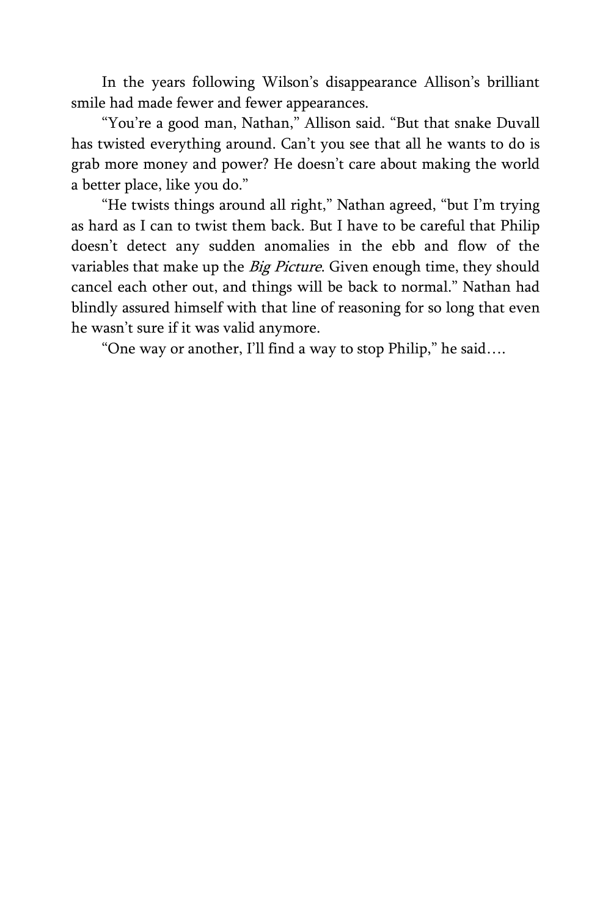In the years following Wilson's disappearance Allison's brilliant smile had made fewer and fewer appearances.

"You're a good man, Nathan," Allison said. "But that snake Duvall has twisted everything around. Can't you see that all he wants to do is grab more money and power? He doesn't care about making the world a better place, like you do."

"He twists things around all right," Nathan agreed, "but I'm trying as hard as I can to twist them back. But I have to be careful that Philip doesn't detect any sudden anomalies in the ebb and flow of the variables that make up the *Big Picture*. Given enough time, they should cancel each other out, and things will be back to normal." Nathan had blindly assured himself with that line of reasoning for so long that even he wasn't sure if it was valid anymore.

"One way or another, I'll find a way to stop Philip," he said….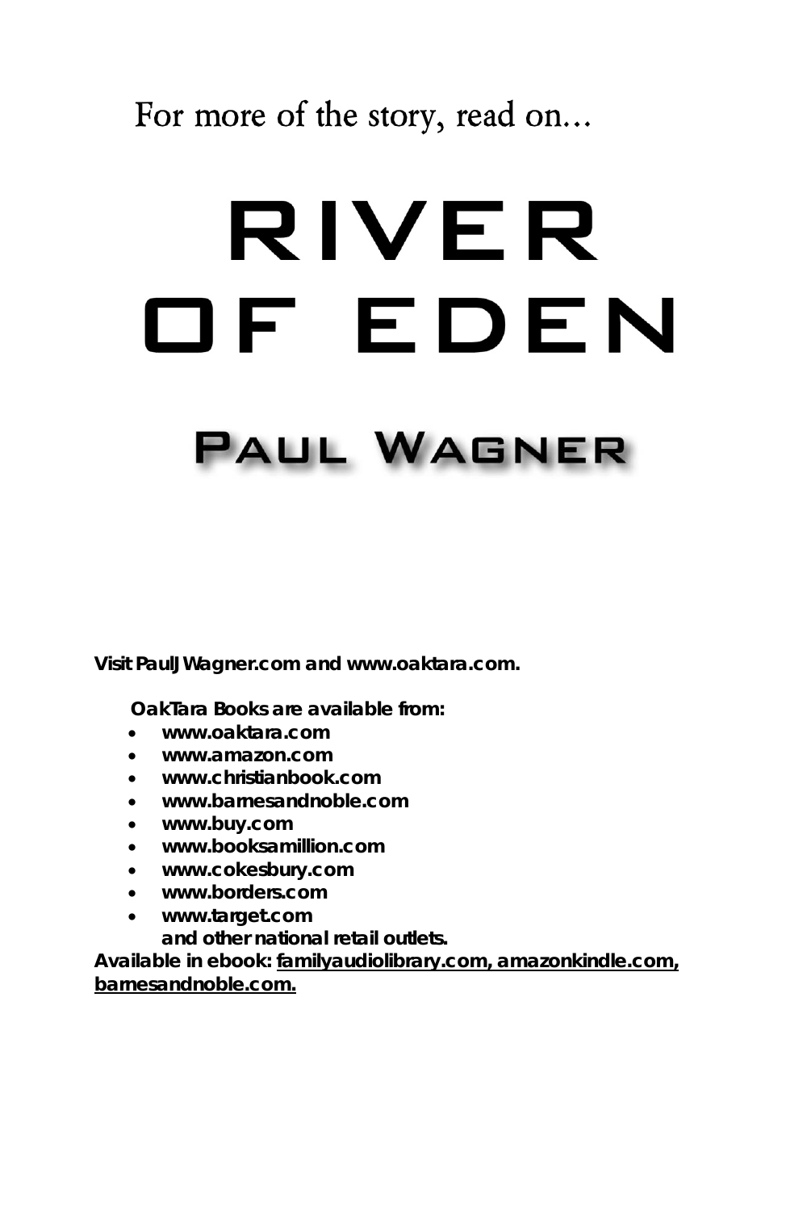For more of the story, read on...

# RIVER OF EDEN

## PAUL WAGNER

**Visit PaulJWagner.com and www.oaktara.com.**

**OakTara Books are available from:**

- **www.oaktara.com**
- **www.amazon.com**
- **www.christianbook.com**
- **www.barnesandnoble.com**
- **www.buy.com**
- **www.booksamillion.com**
- **www.cokesbury.com**
- **www.borders.com**
- **www.target.com**

**and other national retail outlets.**

**Available in ebook: familyaudiolibrary.com, amazonkindle.com, barnesandnoble.com.**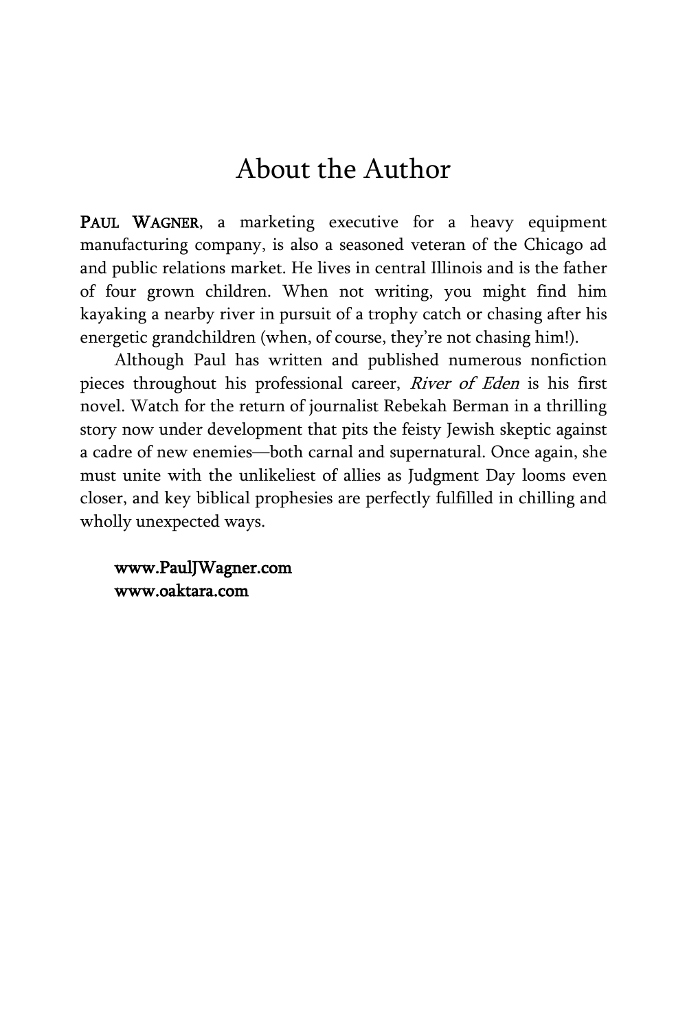# About the Author

**PAUL WAGNER**, a marketing executive for a heavy equipment manufacturing company, is also a seasoned veteran of the Chicago ad and public relations market. He lives in central Illinois and is the father of four grown children. When not writing, you might find him kayaking a nearby river in pursuit of a trophy catch or chasing after his energetic grandchildren (when, of course, they're not chasing him!).

Although Paul has written and published numerous nonfiction pieces throughout his professional career, *River of Eden* is his first novel. Watch for the return of journalist Rebekah Berman in a thrilling story now under development that pits the feisty Jewish skeptic against a cadre of new enemies—both carnal and supernatural. Once again, she must unite with the unlikeliest of allies as Judgment Day looms even closer, and key biblical prophesies are perfectly fulfilled in chilling and wholly unexpected ways.

**www.PaulJWagner.com**
**www.oaktara.com**